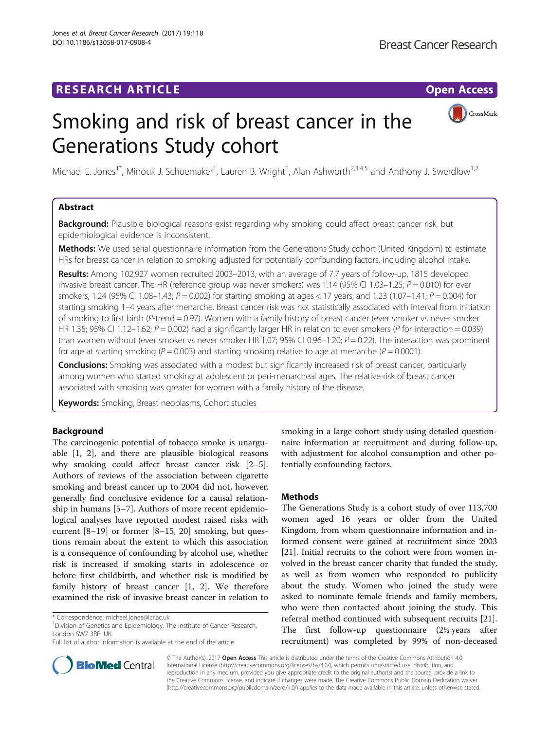RESEARCH ARTICLE

Open Access

# Smoking and risk of breast cancer in the Generations Study cohort

Michael E. Jones[1*], Minouk J. Schoemaker[1], Lauren B. Wright[1], Alan Ashworth[2,3,4,5] and Anthony J. Swerdlow[1,2]

## Abstract

**Background:** Plausible biological reasons exist regarding why smoking could affect breast cancer risk, but epidemiological evidence is inconsistent.

**Methods:** We used serial questionnaire information from the Generations Study cohort (United Kingdom) to estimate HRs for breast cancer in relation to smoking adjusted for potentially confounding factors, including alcohol intake.

**Results:** Among 102,927 women recruited 2003–2013, with an average of 7.7 years of follow-up, 1815 developed invasive breast cancer. The HR (reference group was never smokers) was 1.14 (95% CI 1.03–1.25; $P = 0.010$) for ever smokers, 1.24 (95% CI 1.08–1.43; $P = 0.002$) for starting smoking at ages < 17 years, and 1.23 (1.07–1.41; $P = 0.004$) for starting smoking 1–4 years after menarche. Breast cancer risk was not statistically associated with interval from initiation of smoking to first birth ($P$-trend = 0.97). Women with a family history of breast cancer (ever smoker vs never smoker HR 1.35; 95% CI 1.12–1.62; $P = 0.002$) had a significantly larger HR in relation to ever smokers ($P$ for interaction = 0.039) than women without (ever smoker vs never smoker HR 1.07; 95% CI 0.96–1.20; $P = 0.22$). The interaction was prominent for age at starting smoking ($P = 0.003$) and starting smoking relative to age at menarche ($P = 0.0001$).

**Conclusions:** Smoking was associated with a modest but significantly increased risk of breast cancer, particularly among women who started smoking at adolescent or peri-menarcheal ages. The relative risk of breast cancer associated with smoking was greater for women with a family history of the disease.

**Keywords:** Smoking, Breast neoplasms, Cohort studies

## Background

The carcinogenic potential of tobacco smoke is unarguable [1, 2], and there are plausible biological reasons why smoking could affect breast cancer risk [2–5]. Authors of reviews of the association between cigarette smoking and breast cancer up to 2004 did not, however, generally find conclusive evidence for a causal relationship in humans [5–7]. Authors of more recent epidemiological analyses have reported modest raised risks with current [8–19] or former [8–15, 20] smoking, but questions remain about the extent to which this association is a consequence of confounding by alcohol use, whether risk is increased if smoking starts in adolescence or before first childbirth, and whether risk is modified by family history of breast cancer [1, 2]. We therefore examined the risk of invasive breast cancer in relation to smoking in a large cohort study using detailed questionnaire information at recruitment and during follow-up, with adjustment for alcohol consumption and other potentially confounding factors.

## Methods

The Generations Study is a cohort study of over 113,700 women aged 16 years or older from the United Kingdom, from whom questionnaire information and informed consent were gained at recruitment since 2003 [21]. Initial recruits to the cohort were from women involved in the breast cancer charity that funded the study, as well as from women who responded to publicity about the study. Women who joined the study were asked to nominate female friends and family members, who were then contacted about joining the study. This referral method continued with subsequent recruits [21]. The first follow-up questionnaire (2½ years after recruitment) was completed by 99% of non-deceased

* Correspondence: michael.jones@icr.ac.uk
[1]Division of Genetics and Epidemiology, The Institute of Cancer Research, London SW7 3RP, UK
Full list of author information is available at the end of the article

© The Author(s). 2017 **Open Access** This article is distributed under the terms of the Creative Commons Attribution 4.0 International License (http://creativecommons.org/licenses/by/4.0/), which permits unrestricted use, distribution, and reproduction in any medium, provided you give appropriate credit to the original author(s) and the source, provide a link to the Creative Commons license, and indicate if changes were made. The Creative Commons Public Domain Dedication waiver (http://creativecommons.org/publicdomain/zero/1.0/) applies to the data made available in this article, unless otherwise stated.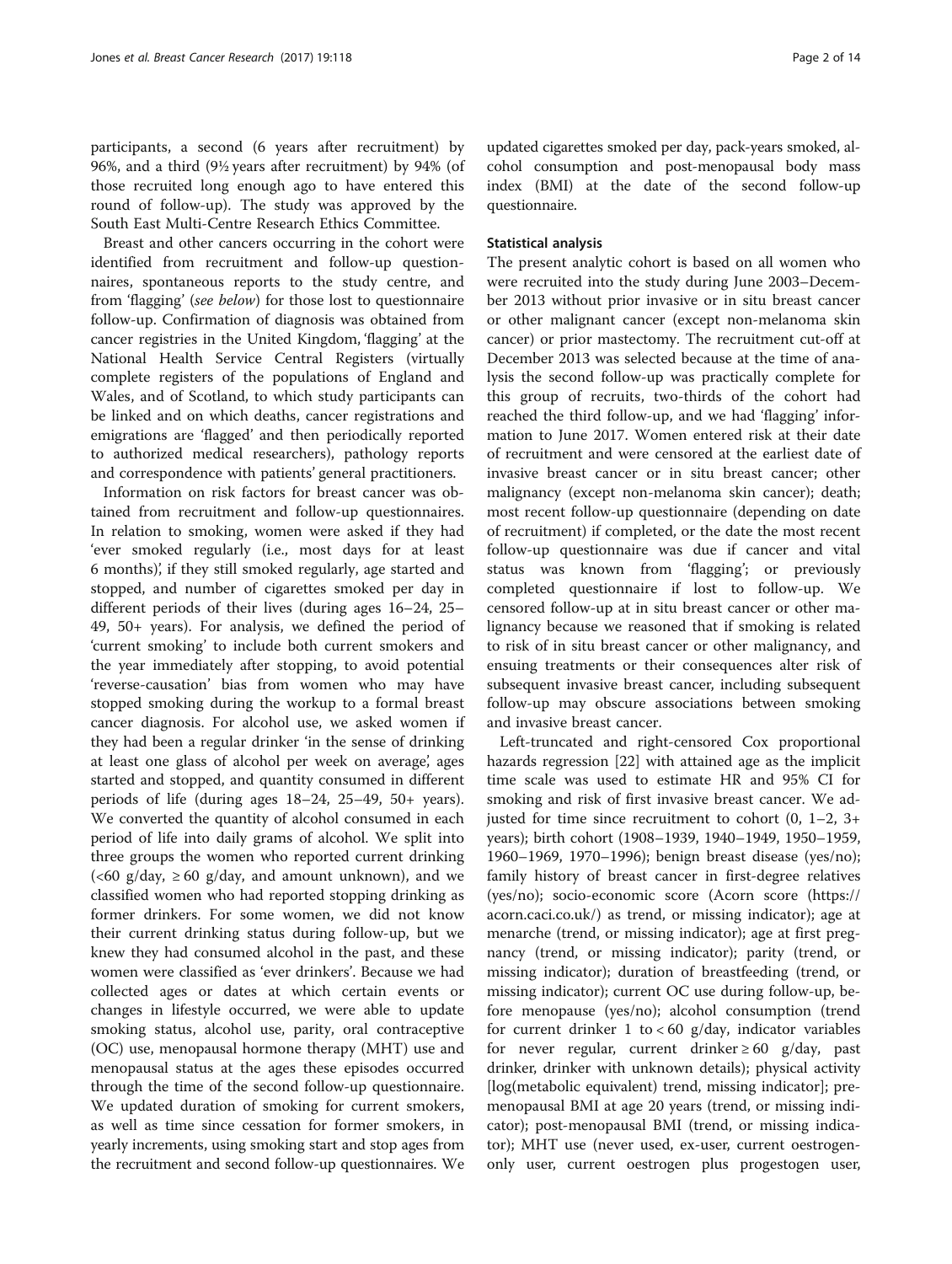participants, a second (6 years after recruitment) by 96%, and a third (9½ years after recruitment) by 94% (of those recruited long enough ago to have entered this round of follow-up). The study was approved by the South East Multi-Centre Research Ethics Committee.

Breast and other cancers occurring in the cohort were identified from recruitment and follow-up questionnaires, spontaneous reports to the study centre, and from 'flagging' (*see below*) for those lost to questionnaire follow-up. Confirmation of diagnosis was obtained from cancer registries in the United Kingdom, 'flagging' at the National Health Service Central Registers (virtually complete registers of the populations of England and Wales, and of Scotland, to which study participants can be linked and on which deaths, cancer registrations and emigrations are 'flagged' and then periodically reported to authorized medical researchers), pathology reports and correspondence with patients' general practitioners.

Information on risk factors for breast cancer was obtained from recruitment and follow-up questionnaires. In relation to smoking, women were asked if they had 'ever smoked regularly (i.e., most days for at least 6 months)', if they still smoked regularly, age started and stopped, and number of cigarettes smoked per day in different periods of their lives (during ages 16–24, 25–49, 50+ years). For analysis, we defined the period of 'current smoking' to include both current smokers and the year immediately after stopping, to avoid potential 'reverse-causation' bias from women who may have stopped smoking during the workup to a formal breast cancer diagnosis. For alcohol use, we asked women if they had been a regular drinker 'in the sense of drinking at least one glass of alcohol per week on average', ages started and stopped, and quantity consumed in different periods of life (during ages 18–24, 25–49, 50+ years). We converted the quantity of alcohol consumed in each period of life into daily grams of alcohol. We split into three groups the women who reported current drinking (<60 g/day, ≥ 60 g/day, and amount unknown), and we classified women who had reported stopping drinking as former drinkers. For some women, we did not know their current drinking status during follow-up, but we knew they had consumed alcohol in the past, and these women were classified as 'ever drinkers'. Because we had collected ages or dates at which certain events or changes in lifestyle occurred, we were able to update smoking status, alcohol use, parity, oral contraceptive (OC) use, menopausal hormone therapy (MHT) use and menopausal status at the ages these episodes occurred through the time of the second follow-up questionnaire. We updated duration of smoking for current smokers, as well as time since cessation for former smokers, in yearly increments, using smoking start and stop ages from the recruitment and second follow-up questionnaires. We updated cigarettes smoked per day, pack-years smoked, alcohol consumption and post-menopausal body mass index (BMI) at the date of the second follow-up questionnaire.

### Statistical analysis

The present analytic cohort is based on all women who were recruited into the study during June 2003–December 2013 without prior invasive or in situ breast cancer or other malignant cancer (except non-melanoma skin cancer) or prior mastectomy. The recruitment cut-off at December 2013 was selected because at the time of analysis the second follow-up was practically complete for this group of recruits, two-thirds of the cohort had reached the third follow-up, and we had 'flagging' information to June 2017. Women entered risk at their date of recruitment and were censored at the earliest date of invasive breast cancer or in situ breast cancer; other malignancy (except non-melanoma skin cancer); death; most recent follow-up questionnaire (depending on date of recruitment) if completed, or the date the most recent follow-up questionnaire was due if cancer and vital status was known from 'flagging'; or previously completed questionnaire if lost to follow-up. We censored follow-up at in situ breast cancer or other malignancy because we reasoned that if smoking is related to risk of in situ breast cancer or other malignancy, and ensuing treatments or their consequences alter risk of subsequent invasive breast cancer, including subsequent follow-up may obscure associations between smoking and invasive breast cancer.

Left-truncated and right-censored Cox proportional hazards regression [22] with attained age as the implicit time scale was used to estimate HR and 95% CI for smoking and risk of first invasive breast cancer. We adjusted for time since recruitment to cohort (0, 1–2, 3+ years); birth cohort (1908–1939, 1940–1949, 1950–1959, 1960–1969, 1970–1996); benign breast disease (yes/no); family history of breast cancer in first-degree relatives (yes/no); socio-economic score (Acorn score (https://acorn.caci.co.uk/) as trend, or missing indicator); age at menarche (trend, or missing indicator); age at first pregnancy (trend, or missing indicator); parity (trend, or missing indicator); duration of breastfeeding (trend, or missing indicator); current OC use during follow-up, before menopause (yes/no); alcohol consumption (trend for current drinker 1 to < 60 g/day, indicator variables for never regular, current drinker ≥ 60 g/day, past drinker, drinker with unknown details); physical activity [log(metabolic equivalent) trend, missing indicator]; premenopausal BMI at age 20 years (trend, or missing indicator); post-menopausal BMI (trend, or missing indicator); MHT use (never used, ex-user, current oestrogen-only user, current oestrogen plus progestogen user,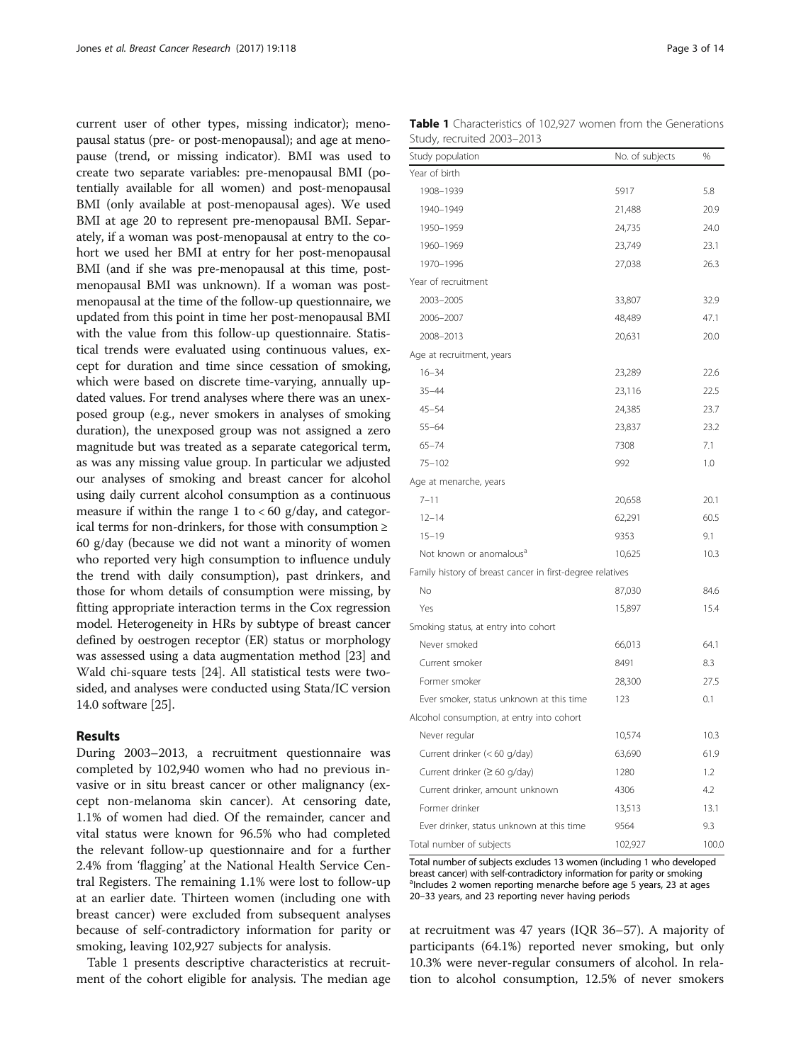current user of other types, missing indicator); menopausal status (pre- or post-menopausal); and age at menopause (trend, or missing indicator). BMI was used to create two separate variables: pre-menopausal BMI (potentially available for all women) and post-menopausal BMI (only available at post-menopausal ages). We used BMI at age 20 to represent pre-menopausal BMI. Separately, if a woman was post-menopausal at entry to the cohort we used her BMI at entry for her post-menopausal BMI (and if she was pre-menopausal at this time, post-menopausal BMI was unknown). If a woman was post-menopausal at the time of the follow-up questionnaire, we updated from this point in time her post-menopausal BMI with the value from this follow-up questionnaire. Statistical trends were evaluated using continuous values, except for duration and time since cessation of smoking, which were based on discrete time-varying, annually updated values. For trend analyses where there was an unexposed group (e.g., never smokers in analyses of smoking duration), the unexposed group was not assigned a zero magnitude but was treated as a separate categorical term, as was any missing value group. In particular we adjusted our analyses of smoking and breast cancer for alcohol using daily current alcohol consumption as a continuous measure if within the range 1 to < 60 g/day, and categorical terms for non-drinkers, for those with consumption ≥ 60 g/day (because we did not want a minority of women who reported very high consumption to influence unduly the trend with daily consumption), past drinkers, and those for whom details of consumption were missing, by fitting appropriate interaction terms in the Cox regression model. Heterogeneity in HRs by subtype of breast cancer defined by oestrogen receptor (ER) status or morphology was assessed using a data augmentation method [23] and Wald chi-square tests [24]. All statistical tests were two-sided, and analyses were conducted using Stata/IC version 14.0 software [25].

## Results

During 2003–2013, a recruitment questionnaire was completed by 102,940 women who had no previous invasive or in situ breast cancer or other malignancy (except non-melanoma skin cancer). At censoring date, 1.1% of women had died. Of the remainder, cancer and vital status were known for 96.5% who had completed the relevant follow-up questionnaire and for a further 2.4% from 'flagging' at the National Health Service Central Registers. The remaining 1.1% were lost to follow-up at an earlier date. Thirteen women (including one with breast cancer) were excluded from subsequent analyses because of self-contradictory information for parity or smoking, leaving 102,927 subjects for analysis.

Table 1 presents descriptive characteristics at recruitment of the cohort eligible for analysis. The median age at recruitment was 47 years (IQR 36–57). A majority of participants (64.1%) reported never smoking, but only 10.3% were never-regular consumers of alcohol. In relation to alcohol consumption, 12.5% of never smokers

**Table 1** Characteristics of 102,927 women from the Generations Study, recruited 2003–2013

| Study population | No. of subjects | % |
|---|---|---|
| Year of birth | | |
| 1908–1939 | 5917 | 5.8 |
| 1940–1949 | 21,488 | 20.9 |
| 1950–1959 | 24,735 | 24.0 |
| 1960–1969 | 23,749 | 23.1 |
| 1970–1996 | 27,038 | 26.3 |
| Year of recruitment | | |
| 2003–2005 | 33,807 | 32.9 |
| 2006–2007 | 48,489 | 47.1 |
| 2008–2013 | 20,631 | 20.0 |
| Age at recruitment, years | | |
| 16–34 | 23,289 | 22.6 |
| 35–44 | 23,116 | 22.5 |
| 45–54 | 24,385 | 23.7 |
| 55–64 | 23,837 | 23.2 |
| 65–74 | 7308 | 7.1 |
| 75–102 | 992 | 1.0 |
| Age at menarche, years | | |
| 7–11 | 20,658 | 20.1 |
| 12–14 | 62,291 | 60.5 |
| 15–19 | 9353 | 9.1 |
| Not known or anomalous[a] | 10,625 | 10.3 |
| Family history of breast cancer in first-degree relatives | | |
| No | 87,030 | 84.6 |
| Yes | 15,897 | 15.4 |
| Smoking status, at entry into cohort | | |
| Never smoked | 66,013 | 64.1 |
| Current smoker | 8491 | 8.3 |
| Former smoker | 28,300 | 27.5 |
| Ever smoker, status unknown at this time | 123 | 0.1 |
| Alcohol consumption, at entry into cohort | | |
| Never regular | 10,574 | 10.3 |
| Current drinker (< 60 g/day) | 63,690 | 61.9 |
| Current drinker (≥ 60 g/day) | 1280 | 1.2 |
| Current drinker, amount unknown | 4306 | 4.2 |
| Former drinker | 13,513 | 13.1 |
| Ever drinker, status unknown at this time | 9564 | 9.3 |
| Total number of subjects | 102,927 | 100.0 |

Total number of subjects excludes 13 women (including 1 who developed breast cancer) with self-contradictory information for parity or smoking
[a]Includes 2 women reporting menarche before age 5 years, 23 at ages 20–33 years, and 23 reporting never having periods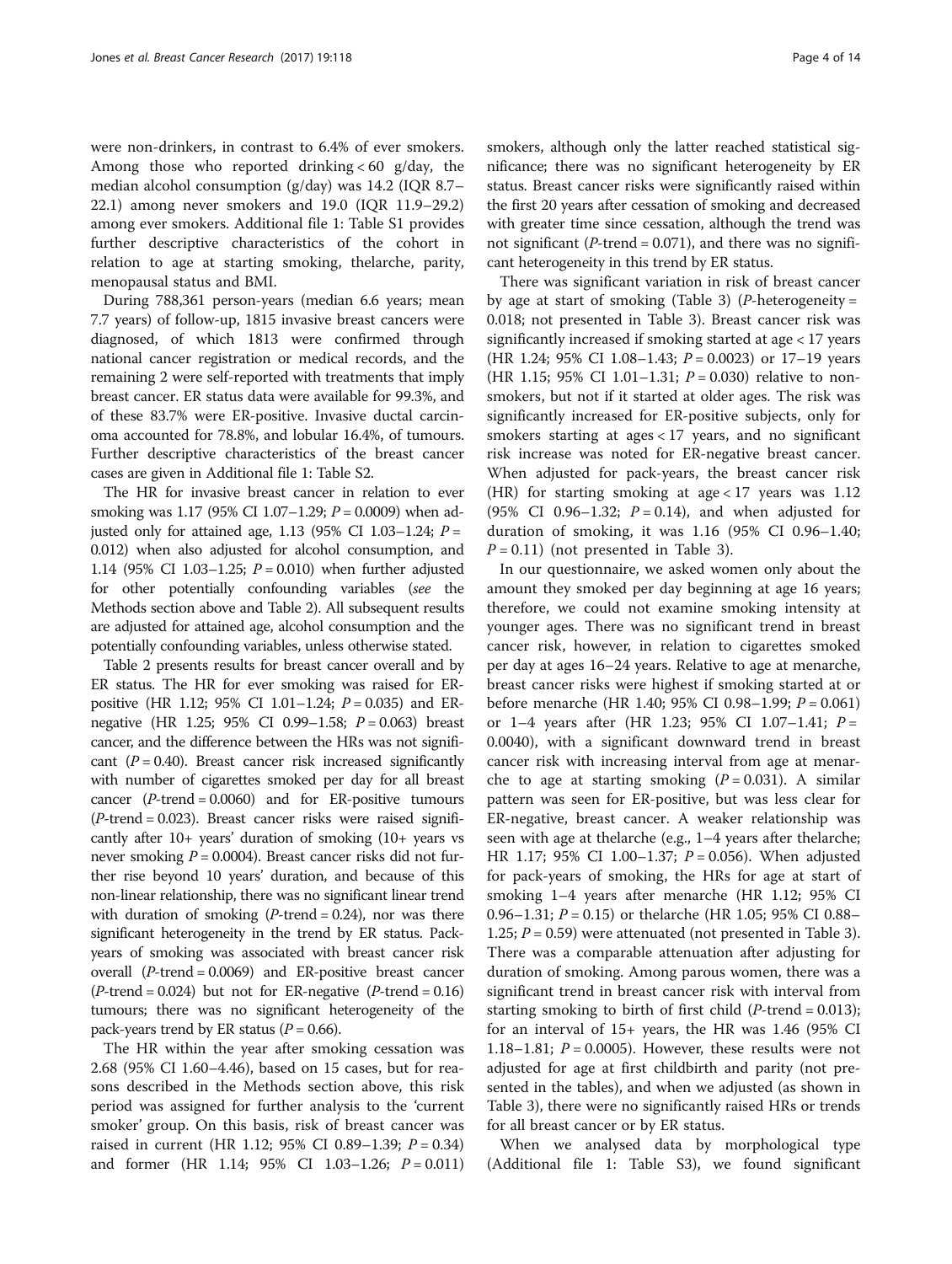were non-drinkers, in contrast to 6.4% of ever smokers. Among those who reported drinking < 60 g/day, the median alcohol consumption (g/day) was 14.2 (IQR 8.7–22.1) among never smokers and 19.0 (IQR 11.9–29.2) among ever smokers. Additional file 1: Table S1 provides further descriptive characteristics of the cohort in relation to age at starting smoking, thelarche, parity, menopausal status and BMI.

During 788,361 person-years (median 6.6 years; mean 7.7 years) of follow-up, 1815 invasive breast cancers were diagnosed, of which 1813 were confirmed through national cancer registration or medical records, and the remaining 2 were self-reported with treatments that imply breast cancer. ER status data were available for 99.3%, and of these 83.7% were ER-positive. Invasive ductal carcinoma accounted for 78.8%, and lobular 16.4%, of tumours. Further descriptive characteristics of the breast cancer cases are given in Additional file 1: Table S2.

The HR for invasive breast cancer in relation to ever smoking was 1.17 (95% CI 1.07–1.29; $P = 0.0009$) when adjusted only for attained age, 1.13 (95% CI 1.03–1.24; $P = 0.012$) when also adjusted for alcohol consumption, and 1.14 (95% CI 1.03–1.25; $P = 0.010$) when further adjusted for other potentially confounding variables (*see* the Methods section above and Table 2). All subsequent results are adjusted for attained age, alcohol consumption and the potentially confounding variables, unless otherwise stated.

Table 2 presents results for breast cancer overall and by ER status. The HR for ever smoking was raised for ER-positive (HR 1.12; 95% CI 1.01–1.24; $P = 0.035$) and ER-negative (HR 1.25; 95% CI 0.99–1.58; $P = 0.063$) breast cancer, and the difference between the HRs was not significant ($P = 0.40$). Breast cancer risk increased significantly with number of cigarettes smoked per day for all breast cancer ($P$-trend = 0.0060) and for ER-positive tumours ($P$-trend = 0.023). Breast cancer risks were raised significantly after 10+ years' duration of smoking (10+ years vs never smoking $P = 0.0004$). Breast cancer risks did not further rise beyond 10 years' duration, and because of this non-linear relationship, there was no significant linear trend with duration of smoking ($P$-trend = 0.24), nor was there significant heterogeneity in the trend by ER status. Pack-years of smoking was associated with breast cancer risk overall ($P$-trend = 0.0069) and ER-positive breast cancer ($P$-trend = 0.024) but not for ER-negative ($P$-trend = 0.16) tumours; there was no significant heterogeneity of the pack-years trend by ER status ($P = 0.66$).

The HR within the year after smoking cessation was 2.68 (95% CI 1.60–4.46), based on 15 cases, but for reasons described in the Methods section above, this risk period was assigned for further analysis to the 'current smoker' group. On this basis, risk of breast cancer was raised in current (HR 1.12; 95% CI 0.89–1.39; $P = 0.34$) and former (HR 1.14; 95% CI 1.03–1.26; $P = 0.011$) smokers, although only the latter reached statistical significance; there was no significant heterogeneity by ER status. Breast cancer risks were significantly raised within the first 20 years after cessation of smoking and decreased with greater time since cessation, although the trend was not significant ($P$-trend = 0.071), and there was no significant heterogeneity in this trend by ER status.

There was significant variation in risk of breast cancer by age at start of smoking (Table 3) ($P$-heterogeneity = 0.018; not presented in Table 3). Breast cancer risk was significantly increased if smoking started at age < 17 years (HR 1.24; 95% CI 1.08–1.43; $P = 0.0023$) or 17–19 years (HR 1.15; 95% CI 1.01–1.31; $P = 0.030$) relative to non-smokers, but not if it started at older ages. The risk was significantly increased for ER-positive subjects, only for smokers starting at ages < 17 years, and no significant risk increase was noted for ER-negative breast cancer. When adjusted for pack-years, the breast cancer risk (HR) for starting smoking at age < 17 years was 1.12 (95% CI 0.96–1.32; $P = 0.14$), and when adjusted for duration of smoking, it was 1.16 (95% CI 0.96–1.40; $P = 0.11$) (not presented in Table 3).

In our questionnaire, we asked women only about the amount they smoked per day beginning at age 16 years; therefore, we could not examine smoking intensity at younger ages. There was no significant trend in breast cancer risk, however, in relation to cigarettes smoked per day at ages 16–24 years. Relative to age at menarche, breast cancer risks were highest if smoking started at or before menarche (HR 1.40; 95% CI 0.98–1.99; $P = 0.061$) or 1–4 years after (HR 1.23; 95% CI 1.07–1.41; $P = 0.0040$), with a significant downward trend in breast cancer risk with increasing interval from age at menarche to age at starting smoking ($P = 0.031$). A similar pattern was seen for ER-positive, but was less clear for ER-negative, breast cancer. A weaker relationship was seen with age at thelarche (e.g., 1–4 years after thelarche; HR 1.17; 95% CI 1.00–1.37; $P = 0.056$). When adjusted for pack-years of smoking, the HRs for age at start of smoking 1–4 years after menarche (HR 1.12; 95% CI 0.96–1.31; $P = 0.15$) or thelarche (HR 1.05; 95% CI 0.88–1.25; $P = 0.59$) were attenuated (not presented in Table 3). There was a comparable attenuation after adjusting for duration of smoking. Among parous women, there was a significant trend in breast cancer risk with interval from starting smoking to birth of first child ($P$-trend = 0.013); for an interval of 15+ years, the HR was 1.46 (95% CI 1.18–1.81; $P = 0.0005$). However, these results were not adjusted for age at first childbirth and parity (not presented in the tables), and when we adjusted (as shown in Table 3), there were no significantly raised HRs or trends for all breast cancer or by ER status.

When we analysed data by morphological type (Additional file 1: Table S3), we found significant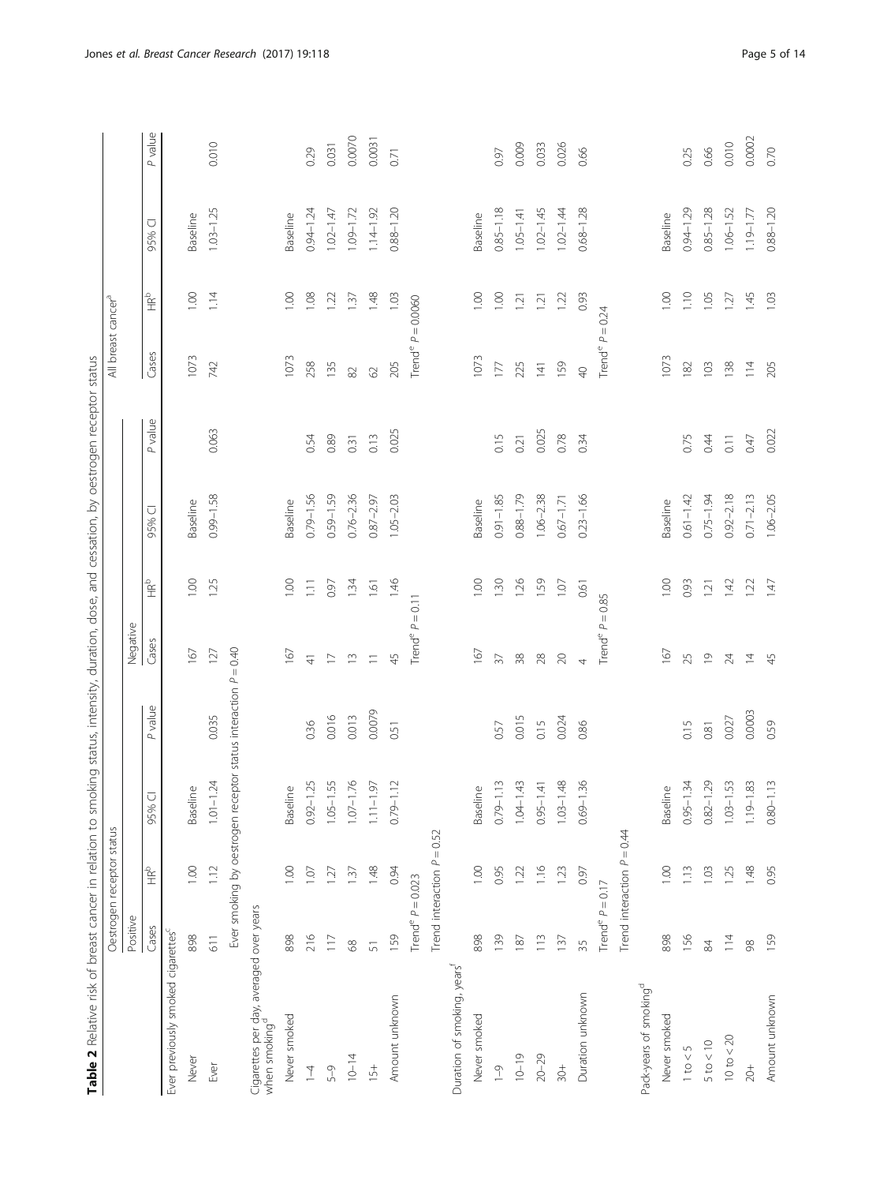**Table 2** Relative risk of breast cancer in relation to smoking status, intensity, duration, dose, and cessation, by oestrogen receptor status

| | Oestrogen receptor status | | | | | | | | All breast cancer[a] | | | |
|---|---|---|---|---|---|---|---|---|---|---|---|---|
| | Positive | | | | Negative | | | | | | | |
| | Cases | HR[b] | 95% CI | P value | Cases | HR[b] | 95% CI | P value | Cases | HR[b] | 95% CI | P value |
| Ever previously smoked cigarettes[c] | | | | | | | | | | | | |
| Never | 898 | 1.00 | Baseline | | 167 | 1.00 | Baseline | | 1073 | 1.00 | Baseline | |
| Ever | 611 | 1.12 | 1.01–1.24 | 0.035 | 127 | 1.25 | 0.99–1.58 | 0.063 | 742 | 1.14 | 1.03–1.25 | 0.010 |
| | Ever smoking by oestrogen receptor status interaction $P = 0.40$ | | | | | | | | | | | |
| Cigarettes per day, averaged over years when smoking[d] | | | | | | | | | | | | |
| Never smoked | 898 | 1.00 | Baseline | | 167 | 1.00 | Baseline | | 1073 | 1.00 | Baseline | |
| 1–4 | 216 | 1.07 | 0.92–1.25 | 0.36 | 41 | 1.11 | 0.79–1.56 | 0.54 | 258 | 1.08 | 0.94–1.24 | 0.29 |
| 5–9 | 117 | 1.27 | 1.05–1.55 | 0.016 | 17 | 0.97 | 0.59–1.59 | 0.89 | 135 | 1.22 | 1.02–1.47 | 0.031 |
| 10–14 | 68 | 1.37 | 1.07–1.76 | 0.013 | 13 | 1.34 | 0.76–2.36 | 0.31 | 82 | 1.37 | 1.09–1.72 | 0.0070 |
| 15+ | 51 | 1.48 | 1.11–1.97 | 0.0079 | 11 | 1.61 | 0.87–2.97 | 0.13 | 62 | 1.48 | 1.14–1.92 | 0.0031 |
| Amount unknown | 159 | 0.94 | 0.79–1.12 | 0.51 | 45 | 1.46 | 1.05–2.03 | 0.025 | 205 | 1.03 | 0.88–1.20 | 0.71 |
| | Trend[e] $P = 0.023$ | | | | Trend[e] $P = 0.11$ | | | | Trend[e] $P = 0.0060$ | | | |
| | Trend interaction $P = 0.52$ | | | | | | | | | | | |
| Duration of smoking, years[f] | | | | | | | | | | | | |
| Never smoked | 898 | 1.00 | Baseline | | 167 | 1.00 | Baseline | | 1073 | 1.00 | Baseline | |
| 1–9 | 139 | 0.95 | 0.79–1.13 | 0.57 | 37 | 1.30 | 0.91–1.85 | 0.15 | 177 | 1.00 | 0.85–1.18 | 0.97 |
| 10–19 | 187 | 1.22 | 1.04–1.43 | 0.015 | 38 | 1.26 | 0.88–1.79 | 0.21 | 225 | 1.21 | 1.05–1.41 | 0.009 |
| 20–29 | 113 | 1.16 | 0.95–1.41 | 0.15 | 28 | 1.59 | 1.06–2.38 | 0.025 | 141 | 1.21 | 1.02–1.45 | 0.033 |
| 30+ | 137 | 1.23 | 1.03–1.48 | 0.024 | 20 | 1.07 | 0.67–1.71 | 0.78 | 159 | 1.22 | 1.02–1.44 | 0.026 |
| Duration unknown | 35 | 0.97 | 0.69–1.36 | 0.86 | 4 | 0.61 | 0.23–1.66 | 0.34 | 40 | 0.93 | 0.68–1.28 | 0.66 |
| | Trend[e] $P = 0.17$ | | | | Trend[e] $P = 0.85$ | | | | Trend[e] $P = 0.24$ | | | |
| | Trend interaction $P = 0.44$ | | | | | | | | | | | |
| Pack-years of smoking[d] | | | | | | | | | | | | |
| Never smoked | 898 | 1.00 | Baseline | | 167 | 1.00 | Baseline | | 1073 | 1.00 | Baseline | |
| 1 to < 5 | 156 | 1.13 | 0.95–1.34 | 0.15 | 25 | 0.93 | 0.61–1.42 | 0.75 | 182 | 1.10 | 0.94–1.29 | 0.25 |
| 5 to < 10 | 84 | 1.03 | 0.82–1.29 | 0.81 | 19 | 1.21 | 0.75–1.94 | 0.44 | 103 | 1.05 | 0.85–1.28 | 0.66 |
| 10 to < 20 | 114 | 1.25 | 1.03–1.53 | 0.027 | 24 | 1.42 | 0.92–2.18 | 0.11 | 138 | 1.27 | 1.06–1.52 | 0.010 |
| 20+ | 98 | 1.48 | 1.19–1.83 | 0.0003 | 14 | 1.22 | 0.71–2.13 | 0.47 | 114 | 1.45 | 1.19–1.77 | 0.0002 |
| Amount unknown | 159 | 0.95 | 0.80–1.13 | 0.59 | 45 | 1.47 | 1.06–2.05 | 0.022 | 205 | 1.03 | 0.88–1.20 | 0.70 |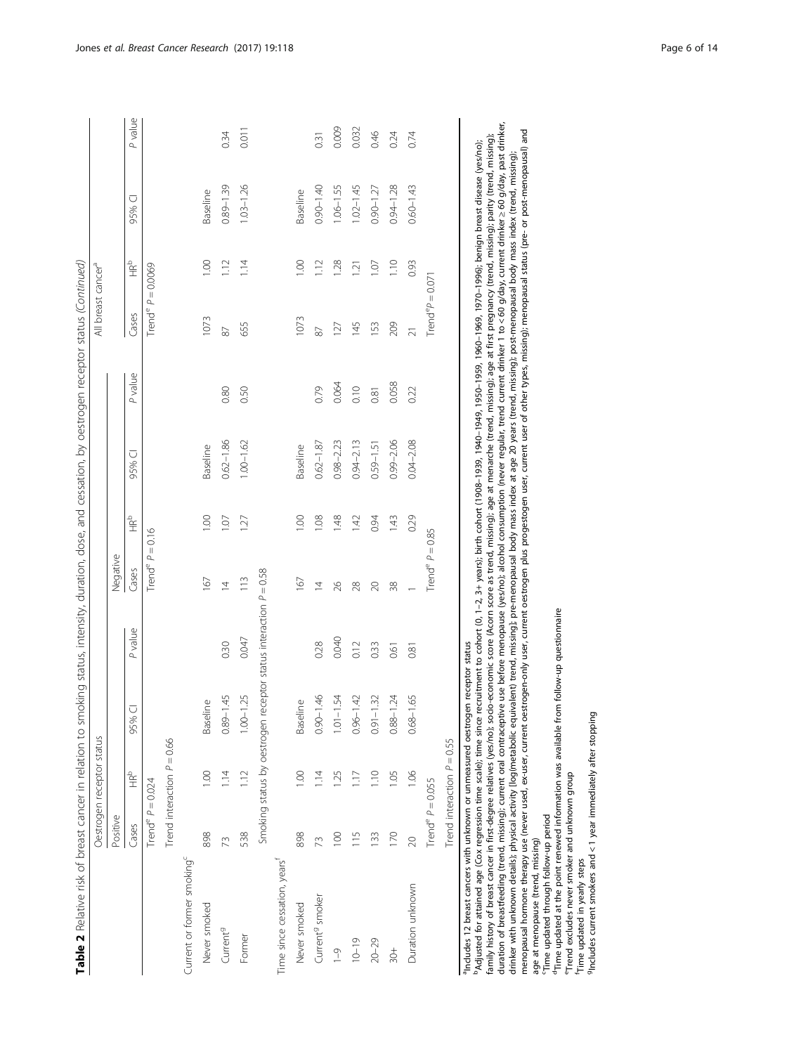**Table 2** Relative risk of breast cancer in relation to smoking status, intensity, duration, dose, and cessation, by oestrogen receptor status *(Continued)*

| | Oestrogen receptor status | | | | | | | | All breast cancer[a] | | | |
|---|---|---|---|---|---|---|---|---|---|---|---|---|
| | Positive | | | | Negative | | | | | | | |
| | Cases | HR[b] | 95% CI | P value | Cases | HR[b] | 95% CI | P value | Cases | HR[b] | 95% CI | P value |
| | Trend[e] P = 0.024 | | | | Trend[e] P = 0.16 | | | | Trend[e] P = 0.0069 | | | |
| | Trend interaction P = 0.66 | | | | | | | | | | | |
| Current or former smoking[c] | | | | | | | | | | | | |
| Never smoked | 898 | 1.00 | Baseline | | 167 | 1.00 | Baseline | | 1073 | 1.00 | Baseline | |
| Current[g] | 73 | 1.14 | 0.89–1.45 | 0.30 | 14 | 1.07 | 0.62–1.86 | 0.80 | 87 | 1.12 | 0.89–1.39 | 0.34 |
| Former | 538 | 1.12 | 1.00–1.25 | 0.047 | 113 | 1.27 | 1.00–1.62 | 0.50 | 655 | 1.14 | 1.03–1.26 | 0.011 |
| | Smoking status by oestrogen receptor status interaction P = 0.58 | | | | | | | | | | | |
| Time since cessation, years[f] | | | | | | | | | | | | |
| Never smoked | 898 | 1.00 | Baseline | | 167 | 1.00 | Baseline | | 1073 | 1.00 | Baseline | |
| Current[g] smoker | 73 | 1.14 | 0.90–1.46 | 0.28 | 14 | 1.08 | 0.62–1.87 | 0.79 | 87 | 1.12 | 0.90–1.40 | 0.31 |
| 1–9 | 100 | 1.25 | 1.01–1.54 | 0.040 | 26 | 1.48 | 0.98–2.23 | 0.064 | 127 | 1.28 | 1.06–1.55 | 0.009 |
| 10–19 | 115 | 1.17 | 0.96–1.42 | 0.12 | 28 | 1.42 | 0.94–2.13 | 0.10 | 145 | 1.21 | 1.02–1.45 | 0.032 |
| 20–29 | 133 | 1.10 | 0.91–1.32 | 0.33 | 20 | 0.94 | 0.59–1.51 | 0.81 | 153 | 1.07 | 0.90–1.27 | 0.46 |
| 30+ | 170 | 1.05 | 0.88–1.24 | 0.61 | 38 | 1.43 | 0.99–2.06 | 0.058 | 209 | 1.10 | 0.94–1.28 | 0.24 |
| Duration unknown | 20 | 1.06 | 0.68–1.65 | 0.81 | 1 | 0.29 | 0.04–2.08 | 0.22 | 21 | 0.93 | 0.60–1.43 | 0.74 |
| | Trend[e] P = 0.055 | | | | Trend[e] P = 0.85 | | | | Trend[e] P = 0.071 | | | |
| | Trend interaction P = 0.55 | | | | | | | | | | | |

[a]Includes 12 breast cancers with unknown or unmeasured oestrogen receptor status
[b]Adjusted for attained age (Cox regression time scale); time since recruitment to cohort (0, 1–2, 3+ years); birth cohort (1908–1939, 1940–1949, 1950–1959, 1960–1969, 1970–1996); benign breast disease (yes/no); family history of breast cancer in first-degree relatives (yes/no); socio-economic score (Acorn score as trend, missing); age at menarche (trend, missing); age at first pregnancy (trend, missing); parity (trend, missing); duration of breastfeeding (trend, missing); current oral contraceptive use before menopause (yes/no); alcohol consumption (never regular, trend current drinker 1 to < 60 g/day, current drinker ≥ 60 g/day, past drinker, drinker with unknown details); physical activity (log(metabolic equivalent) trend, missing); pre-menopausal body mass index at age 20 years (trend, missing); post-menopausal body mass index (trend, missing); menopausal hormone therapy use (never used, ex-user, current oestrogen-only user, current oestrogen plus progestogen user, current user of other types, missing); menopausal status (pre- or post-menopausal) and age at menopause (trend, missing)
[c]Time updated through follow-up period
[d]Time updated at the point renewed information was available from follow-up questionnaire
[e]Trend excludes never smoker and unknown group
[f]Time updated in yearly steps
[g]Includes current smokers and < 1 year immediately after stopping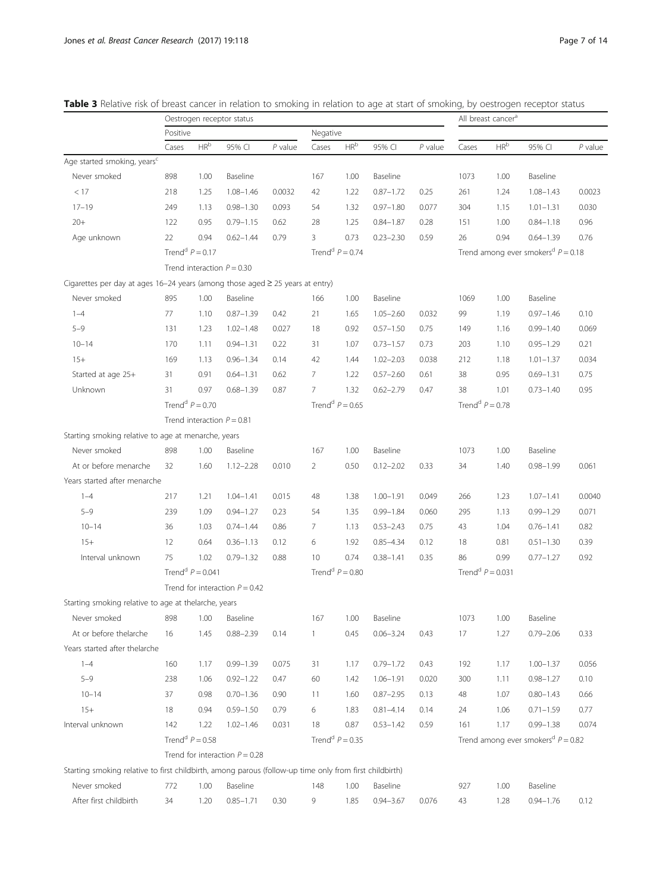**Table 3** Relative risk of breast cancer in relation to smoking in relation to age at start of smoking, by oestrogen receptor status

| | Oestrogen receptor status | | | | | | | | All breast cancer[a] | | | |
|---|---|---|---|---|---|---|---|---|---|---|---|---|
| | Positive | | | | Negative | | | | | | | |
| | Cases | HR[b] | 95% CI | P value | Cases | HR[b] | 95% CI | P value | Cases | HR[b] | 95% CI | P value |
| Age started smoking, years[c] | | | | | | | | | | | | |
| Never smoked | 898 | 1.00 | Baseline | | 167 | 1.00 | Baseline | | 1073 | 1.00 | Baseline | |
| < 17 | 218 | 1.25 | 1.08–1.46 | 0.0032 | 42 | 1.22 | 0.87–1.72 | 0.25 | 261 | 1.24 | 1.08–1.43 | 0.0023 |
| 17–19 | 249 | 1.13 | 0.98–1.30 | 0.093 | 54 | 1.32 | 0.97–1.80 | 0.077 | 304 | 1.15 | 1.01–1.31 | 0.030 |
| 20+ | 122 | 0.95 | 0.79–1.15 | 0.62 | 28 | 1.25 | 0.84–1.87 | 0.28 | 151 | 1.00 | 0.84–1.18 | 0.96 |
| Age unknown | 22 | 0.94 | 0.62–1.44 | 0.79 | 3 | 0.73 | 0.23–2.30 | 0.59 | 26 | 0.94 | 0.64–1.39 | 0.76 |
| | Trend[d] $P = 0.17$ | | | | Trend[d] $P = 0.74$ | | | | Trend among ever smokers[d] $P = 0.18$ | | | |
| | Trend interaction $P = 0.30$ | | | | | | | | | | | |
| Cigarettes per day at ages 16–24 years (among those aged ≥ 25 years at entry) | | | | | | | | | | | | |
| Never smoked | 895 | 1.00 | Baseline | | 166 | 1.00 | Baseline | | 1069 | 1.00 | Baseline | |
| 1–4 | 77 | 1.10 | 0.87–1.39 | 0.42 | 21 | 1.65 | 1.05–2.60 | 0.032 | 99 | 1.19 | 0.97–1.46 | 0.10 |
| 5–9 | 131 | 1.23 | 1.02–1.48 | 0.027 | 18 | 0.92 | 0.57–1.50 | 0.75 | 149 | 1.16 | 0.99–1.40 | 0.069 |
| 10–14 | 170 | 1.11 | 0.94–1.31 | 0.22 | 31 | 1.07 | 0.73–1.57 | 0.73 | 203 | 1.10 | 0.95–1.29 | 0.21 |
| 15+ | 169 | 1.13 | 0.96–1.34 | 0.14 | 42 | 1.44 | 1.02–2.03 | 0.038 | 212 | 1.18 | 1.01–1.37 | 0.034 |
| Started at age 25+ | 31 | 0.91 | 0.64–1.31 | 0.62 | 7 | 1.22 | 0.57–2.60 | 0.61 | 38 | 0.95 | 0.69–1.31 | 0.75 |
| Unknown | 31 | 0.97 | 0.68–1.39 | 0.87 | 7 | 1.32 | 0.62–2.79 | 0.47 | 38 | 1.01 | 0.73–1.40 | 0.95 |
| | Trend[d] $P = 0.70$ | | | | Trend[d] $P = 0.65$ | | | | Trend[d] $P = 0.78$ | | | |
| | Trend interaction $P = 0.81$ | | | | | | | | | | | |
| Starting smoking relative to age at menarche, years | | | | | | | | | | | | |
| Never smoked | 898 | 1.00 | Baseline | | 167 | 1.00 | Baseline | | 1073 | 1.00 | Baseline | |
| At or before menarche | 32 | 1.60 | 1.12–2.28 | 0.010 | 2 | 0.50 | 0.12–2.02 | 0.33 | 34 | 1.40 | 0.98–1.99 | 0.061 |
| Years started after menarche | | | | | | | | | | | | |
| 1–4 | 217 | 1.21 | 1.04–1.41 | 0.015 | 48 | 1.38 | 1.00–1.91 | 0.049 | 266 | 1.23 | 1.07–1.41 | 0.0040 |
| 5–9 | 239 | 1.09 | 0.94–1.27 | 0.23 | 54 | 1.35 | 0.99–1.84 | 0.060 | 295 | 1.13 | 0.99–1.29 | 0.071 |
| 10–14 | 36 | 1.03 | 0.74–1.44 | 0.86 | 7 | 1.13 | 0.53–2.43 | 0.75 | 43 | 1.04 | 0.76–1.41 | 0.82 |
| 15+ | 12 | 0.64 | 0.36–1.13 | 0.12 | 6 | 1.92 | 0.85–4.34 | 0.12 | 18 | 0.81 | 0.51–1.30 | 0.39 |
| Interval unknown | 75 | 1.02 | 0.79–1.32 | 0.88 | 10 | 0.74 | 0.38–1.41 | 0.35 | 86 | 0.99 | 0.77–1.27 | 0.92 |
| | Trend[d] $P = 0.041$ | | | | Trend[d] $P = 0.80$ | | | | Trend[d] $P = 0.031$ | | | |
| | Trend for interaction $P = 0.42$ | | | | | | | | | | | |
| Starting smoking relative to age at thelarche, years | | | | | | | | | | | | |
| Never smoked | 898 | 1.00 | Baseline | | 167 | 1.00 | Baseline | | 1073 | 1.00 | Baseline | |
| At or before thelarche | 16 | 1.45 | 0.88–2.39 | 0.14 | 1 | 0.45 | 0.06–3.24 | 0.43 | 17 | 1.27 | 0.79–2.06 | 0.33 |
| Years started after thelarche | | | | | | | | | | | | |
| 1–4 | 160 | 1.17 | 0.99–1.39 | 0.075 | 31 | 1.17 | 0.79–1.72 | 0.43 | 192 | 1.17 | 1.00–1.37 | 0.056 |
| 5–9 | 238 | 1.06 | 0.92–1.22 | 0.47 | 60 | 1.42 | 1.06–1.91 | 0.020 | 300 | 1.11 | 0.98–1.27 | 0.10 |
| 10–14 | 37 | 0.98 | 0.70–1.36 | 0.90 | 11 | 1.60 | 0.87–2.95 | 0.13 | 48 | 1.07 | 0.80–1.43 | 0.66 |
| 15+ | 18 | 0.94 | 0.59–1.50 | 0.79 | 6 | 1.83 | 0.81–4.14 | 0.14 | 24 | 1.06 | 0.71–1.59 | 0.77 |
| Interval unknown | 142 | 1.22 | 1.02–1.46 | 0.031 | 18 | 0.87 | 0.53–1.42 | 0.59 | 161 | 1.17 | 0.99–1.38 | 0.074 |
| | Trend[d] $P = 0.58$ | | | | Trend[d] $P = 0.35$ | | | | Trend among ever smokers[d] $P = 0.82$ | | | |
| | Trend for interaction $P = 0.28$ | | | | | | | | | | | |
| Starting smoking relative to first childbirth, among parous (follow-up time only from first childbirth) | | | | | | | | | | | | |
| Never smoked | 772 | 1.00 | Baseline | | 148 | 1.00 | Baseline | | 927 | 1.00 | Baseline | |
| After first childbirth | 34 | 1.20 | 0.85–1.71 | 0.30 | 9 | 1.85 | 0.94–3.67 | 0.076 | 43 | 1.28 | 0.94–1.76 | 0.12 |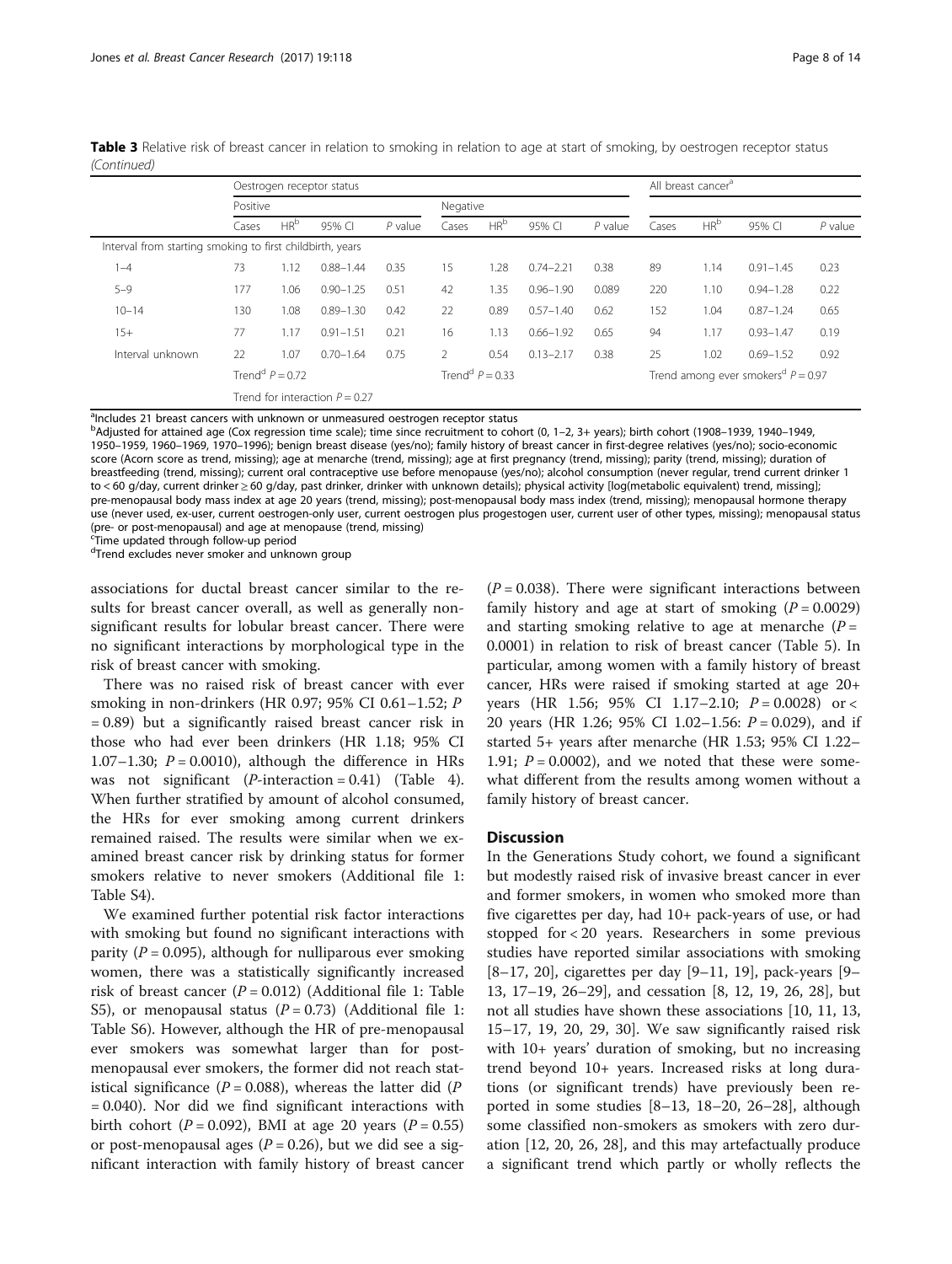**Table 3** Relative risk of breast cancer in relation to smoking in relation to age at start of smoking, by oestrogen receptor status *(Continued)*

| | Oestrogen receptor status | | | | | | | | All breast cancer[a] | | | |
|---|---|---|---|---|---|---|---|---|---|---|---|---|
| | Positive | | | | Negative | | | | | | | |
| | Cases | HR[b] | 95% CI | *P* value | Cases | HR[b] | 95% CI | *P* value | Cases | HR[b] | 95% CI | *P* value |
| Interval from starting smoking to first childbirth, years | | | | | | | | | | | | |
| 1–4 | 73 | 1.12 | 0.88–1.44 | 0.35 | 15 | 1.28 | 0.74–2.21 | 0.38 | 89 | 1.14 | 0.91–1.45 | 0.23 |
| 5–9 | 177 | 1.06 | 0.90–1.25 | 0.51 | 42 | 1.35 | 0.96–1.90 | 0.089 | 220 | 1.10 | 0.94–1.28 | 0.22 |
| 10–14 | 130 | 1.08 | 0.89–1.30 | 0.42 | 22 | 0.89 | 0.57–1.40 | 0.62 | 152 | 1.04 | 0.87–1.24 | 0.65 |
| 15+ | 77 | 1.17 | 0.91–1.51 | 0.21 | 16 | 1.13 | 0.66–1.92 | 0.65 | 94 | 1.17 | 0.93–1.47 | 0.19 |
| Interval unknown | 22 | 1.07 | 0.70–1.64 | 0.75 | 2 | 0.54 | 0.13–2.17 | 0.38 | 25 | 1.02 | 0.69–1.52 | 0.92 |
| | Trend[d] *P* = 0.72 | | | | Trend[d] *P* = 0.33 | | | | Trend among ever smokers[d] *P* = 0.97 | | | |
| | Trend for interaction *P* = 0.27 | | | | | | | | | | | |

[a]Includes 21 breast cancers with unknown or unmeasured oestrogen receptor status
[b]Adjusted for attained age (Cox regression time scale); time since recruitment to cohort (0, 1–2, 3+ years); birth cohort (1908–1939, 1940–1949, 1950–1959, 1960–1969, 1970–1996); benign breast disease (yes/no); family history of breast cancer in first-degree relatives (yes/no); socio-economic score (Acorn score as trend, missing); age at menarche (trend, missing); age at first pregnancy (trend, missing); parity (trend, missing); duration of breastfeeding (trend, missing); current oral contraceptive use before menopause (yes/no); alcohol consumption (never regular, trend current drinker 1 to < 60 g/day, current drinker ≥ 60 g/day, past drinker, drinker with unknown details); physical activity [log(metabolic equivalent) trend, missing]; pre-menopausal body mass index at age 20 years (trend, missing); post-menopausal body mass index (trend, missing); menopausal hormone therapy use (never used, ex-user, current oestrogen-only user, current oestrogen plus progestogen user, current user of other types, missing); menopausal status (pre- or post-menopausal) and age at menopause (trend, missing)
[c]Time updated through follow-up period
[d]Trend excludes never smoker and unknown group

associations for ductal breast cancer similar to the results for breast cancer overall, as well as generally non-significant results for lobular breast cancer. There were no significant interactions by morphological type in the risk of breast cancer with smoking.

There was no raised risk of breast cancer with ever smoking in non-drinkers (HR 0.97; 95% CI 0.61–1.52; *P* = 0.89) but a significantly raised breast cancer risk in those who had ever been drinkers (HR 1.18; 95% CI 1.07–1.30; *P* = 0.0010), although the difference in HRs was not significant (*P*-interaction = 0.41) (Table 4). When further stratified by amount of alcohol consumed, the HRs for ever smoking among current drinkers remained raised. The results were similar when we examined breast cancer risk by drinking status for former smokers relative to never smokers (Additional file 1: Table S4).

We examined further potential risk factor interactions with smoking but found no significant interactions with parity (*P* = 0.095), although for nulliparous ever smoking women, there was a statistically significantly increased risk of breast cancer (*P* = 0.012) (Additional file 1: Table S5), or menopausal status (*P* = 0.73) (Additional file 1: Table S6). However, although the HR of pre-menopausal ever smokers was somewhat larger than for post-menopausal ever smokers, the former did not reach statistical significance (*P* = 0.088), whereas the latter did (*P* = 0.040). Nor did we find significant interactions with birth cohort (*P* = 0.092), BMI at age 20 years (*P* = 0.55) or post-menopausal ages (*P* = 0.26), but we did see a significant interaction with family history of breast cancer (*P* = 0.038). There were significant interactions between family history and age at start of smoking (*P* = 0.0029) and starting smoking relative to age at menarche (*P* = 0.0001) in relation to risk of breast cancer (Table 5). In particular, among women with a family history of breast cancer, HRs were raised if smoking started at age 20+ years (HR 1.56; 95% CI 1.17–2.10; *P* = 0.0028) or < 20 years (HR 1.26; 95% CI 1.02–1.56: *P* = 0.029), and if started 5+ years after menarche (HR 1.53; 95% CI 1.22–1.91; *P* = 0.0002), and we noted that these were somewhat different from the results among women without a family history of breast cancer.

## Discussion

In the Generations Study cohort, we found a significant but modestly raised risk of invasive breast cancer in ever and former smokers, in women who smoked more than five cigarettes per day, had 10+ pack-years of use, or had stopped for < 20 years. Researchers in some previous studies have reported similar associations with smoking [8–17, 20], cigarettes per day [9–11, 19], pack-years [9–13, 17–19, 26–29], and cessation [8, 12, 19, 26, 28], but not all studies have shown these associations [10, 11, 13, 15–17, 19, 20, 29, 30]. We saw significantly raised risk with 10+ years' duration of smoking, but no increasing trend beyond 10+ years. Increased risks at long durations (or significant trends) have previously been reported in some studies [8–13, 18–20, 26–28], although some classified non-smokers as smokers with zero duration [12, 20, 26, 28], and this may artefactually produce a significant trend which partly or wholly reflects the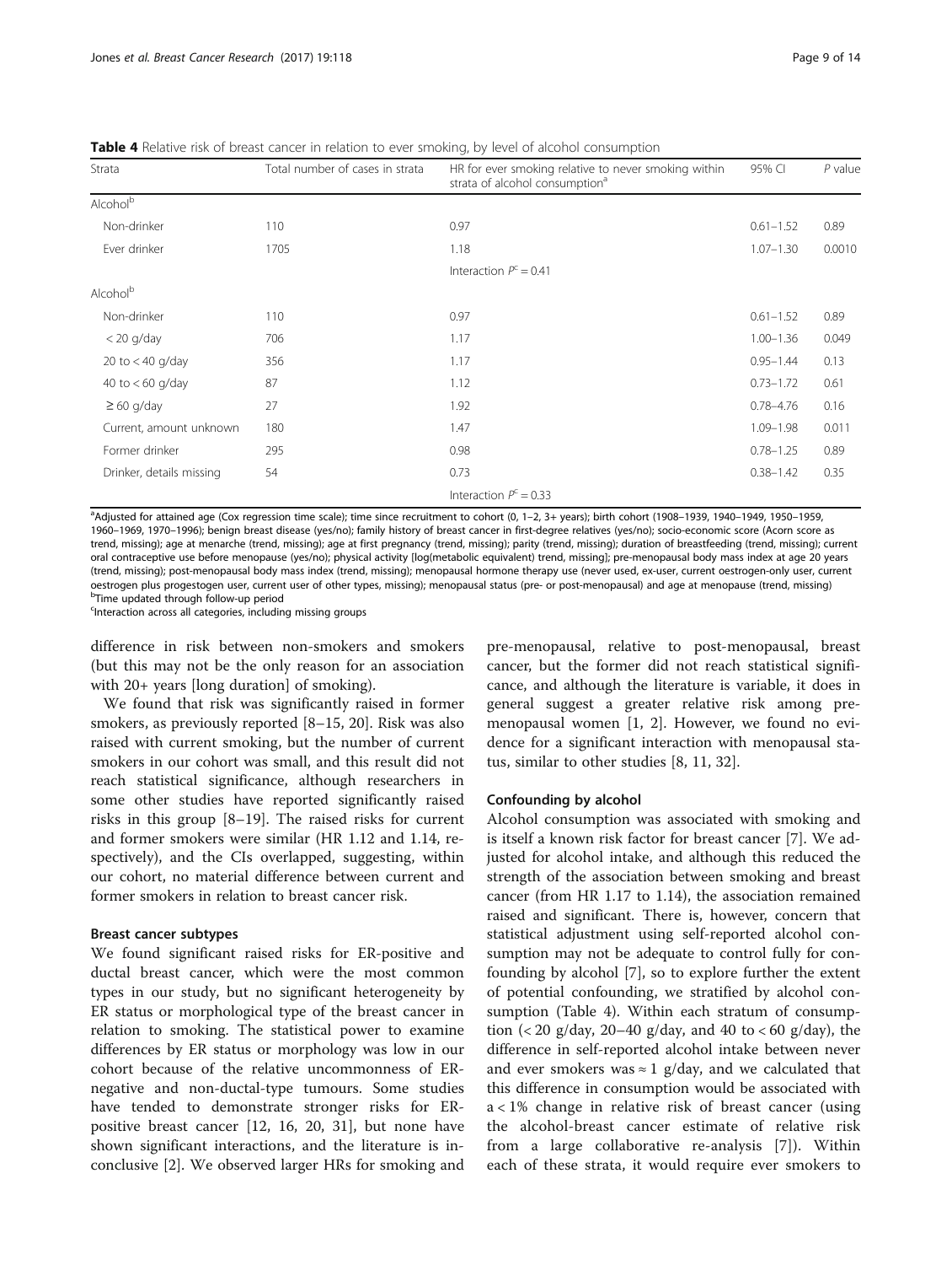**Table 4** Relative risk of breast cancer in relation to ever smoking, by level of alcohol consumption

| Strata | Total number of cases in strata | HR for ever smoking relative to never smoking within strata of alcohol consumption[a] | 95% CI | *P* value |
|---|---|---|---|---|
| Alcohol[b] | | | | |
| Non-drinker | 110 | 0.97 | 0.61–1.52 | 0.89 |
| Ever drinker | 1705 | 1.18 | 1.07–1.30 | 0.0010 |
| | | Interaction *P*[c] = 0.41 | | |
| Alcohol[b] | | | | |
| Non-drinker | 110 | 0.97 | 0.61–1.52 | 0.89 |
| < 20 g/day | 706 | 1.17 | 1.00–1.36 | 0.049 |
| 20 to < 40 g/day | 356 | 1.17 | 0.95–1.44 | 0.13 |
| 40 to < 60 g/day | 87 | 1.12 | 0.73–1.72 | 0.61 |
| ≥ 60 g/day | 27 | 1.92 | 0.78–4.76 | 0.16 |
| Current, amount unknown | 180 | 1.47 | 1.09–1.98 | 0.011 |
| Former drinker | 295 | 0.98 | 0.78–1.25 | 0.89 |
| Drinker, details missing | 54 | 0.73 | 0.38–1.42 | 0.35 |
| | | Interaction *P*[c] = 0.33 | | |

[a]Adjusted for attained age (Cox regression time scale); time since recruitment to cohort (0, 1–2, 3+ years); birth cohort (1908–1939, 1940–1949, 1950–1959, 1960–1969, 1970–1996); benign breast disease (yes/no); family history of breast cancer in first-degree relatives (yes/no); socio-economic score (Acorn score as trend, missing); age at menarche (trend, missing); age at first pregnancy (trend, missing); parity (trend, missing); duration of breastfeeding (trend, missing); current oral contraceptive use before menopause (yes/no); physical activity [log(metabolic equivalent) trend, missing]; pre-menopausal body mass index at age 20 years (trend, missing); post-menopausal body mass index (trend, missing); menopausal hormone therapy use (never used, ex-user, current oestrogen-only user, current oestrogen plus progestogen user, current user of other types, missing); menopausal status (pre- or post-menopausal) and age at menopause (trend, missing)
[b]Time updated through follow-up period
[c]Interaction across all categories, including missing groups

difference in risk between non-smokers and smokers (but this may not be the only reason for an association with 20+ years [long duration] of smoking).

We found that risk was significantly raised in former smokers, as previously reported [8–15, 20]. Risk was also raised with current smoking, but the number of current smokers in our cohort was small, and this result did not reach statistical significance, although researchers in some other studies have reported significantly raised risks in this group [8–19]. The raised risks for current and former smokers were similar (HR 1.12 and 1.14, respectively), and the CIs overlapped, suggesting, within our cohort, no material difference between current and former smokers in relation to breast cancer risk.

#### Breast cancer subtypes

We found significant raised risks for ER-positive and ductal breast cancer, which were the most common types in our study, but no significant heterogeneity by ER status or morphological type of the breast cancer in relation to smoking. The statistical power to examine differences by ER status or morphology was low in our cohort because of the relative uncommonness of ER-negative and non-ductal-type tumours. Some studies have tended to demonstrate stronger risks for ER-positive breast cancer [12, 16, 20, 31], but none have shown significant interactions, and the literature is inconclusive [2]. We observed larger HRs for smoking and pre-menopausal, relative to post-menopausal, breast cancer, but the former did not reach statistical significance, and although the literature is variable, it does in general suggest a greater relative risk among pre-menopausal women [1, 2]. However, we found no evidence for a significant interaction with menopausal status, similar to other studies [8, 11, 32].

#### Confounding by alcohol

Alcohol consumption was associated with smoking and is itself a known risk factor for breast cancer [7]. We adjusted for alcohol intake, and although this reduced the strength of the association between smoking and breast cancer (from HR 1.17 to 1.14), the association remained raised and significant. There is, however, concern that statistical adjustment using self-reported alcohol consumption may not be adequate to control fully for confounding by alcohol [7], so to explore further the extent of potential confounding, we stratified by alcohol consumption (Table 4). Within each stratum of consumption (< 20 g/day, 20–40 g/day, and 40 to < 60 g/day), the difference in self-reported alcohol intake between never and ever smokers was ≈ 1 g/day, and we calculated that this difference in consumption would be associated with a < 1% change in relative risk of breast cancer (using the alcohol-breast cancer estimate of relative risk from a large collaborative re-analysis [7]). Within each of these strata, it would require ever smokers to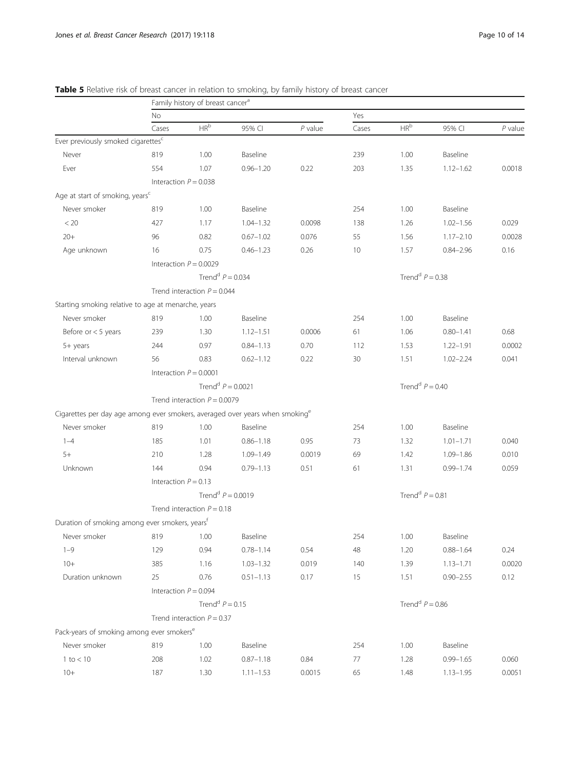**Table 5** Relative risk of breast cancer in relation to smoking, by family history of breast cancer

| | Family history of breast cancer[a] | | | | | | | |
|---|---|---|---|---|---|---|---|---|
| | No | | | | Yes | | | |
| | Cases | HR[b] | 95% CI | *P* value | Cases | HR[b] | 95% CI | *P* value |
| Ever previously smoked cigarettes[c] | | | | | | | | |
| Never | 819 | 1.00 | Baseline | | 239 | 1.00 | Baseline | |
| Ever | 554 | 1.07 | 0.96–1.20 | 0.22 | 203 | 1.35 | 1.12–1.62 | 0.0018 |
| | Interaction $P = 0.038$ | | | | | | | |
| Age at start of smoking, years[c] | | | | | | | | |
| Never smoker | 819 | 1.00 | Baseline | | 254 | 1.00 | Baseline | |
| < 20 | 427 | 1.17 | 1.04–1.32 | 0.0098 | 138 | 1.26 | 1.02–1.56 | 0.029 |
| 20+ | 96 | 0.82 | 0.67–1.02 | 0.076 | 55 | 1.56 | 1.17–2.10 | 0.0028 |
| Age unknown | 16 | 0.75 | 0.46–1.23 | 0.26 | 10 | 1.57 | 0.84–2.96 | 0.16 |
| | Interaction $P = 0.0029$ | | | | | | | |
| | | Trend[d] $P = 0.034$ | | | | Trend[d] $P = 0.38$ | | |
| | Trend interaction $P = 0.044$ | | | | | | | |
| Starting smoking relative to age at menarche, years | | | | | | | | |
| Never smoker | 819 | 1.00 | Baseline | | 254 | 1.00 | Baseline | |
| Before or < 5 years | 239 | 1.30 | 1.12–1.51 | 0.0006 | 61 | 1.06 | 0.80–1.41 | 0.68 |
| 5+ years | 244 | 0.97 | 0.84–1.13 | 0.70 | 112 | 1.53 | 1.22–1.91 | 0.0002 |
| Interval unknown | 56 | 0.83 | 0.62–1.12 | 0.22 | 30 | 1.51 | 1.02–2.24 | 0.041 |
| | Interaction $P = 0.0001$ | | | | | | | |
| | | Trend[d] $P = 0.0021$ | | | | Trend[d] $P = 0.40$ | | |
| | Trend interaction $P = 0.0079$ | | | | | | | |
| Cigarettes per day age among ever smokers, averaged over years when smoking[e] | | | | | | | | |
| Never smoker | 819 | 1.00 | Baseline | | 254 | 1.00 | Baseline | |
| 1–4 | 185 | 1.01 | 0.86–1.18 | 0.95 | 73 | 1.32 | 1.01–1.71 | 0.040 |
| 5+ | 210 | 1.28 | 1.09–1.49 | 0.0019 | 69 | 1.42 | 1.09–1.86 | 0.010 |
| Unknown | 144 | 0.94 | 0.79–1.13 | 0.51 | 61 | 1.31 | 0.99–1.74 | 0.059 |
| | Interaction $P = 0.13$ | | | | | | | |
| | | Trend[d] $P = 0.0019$ | | | | Trend[d] $P = 0.81$ | | |
| | Trend interaction $P = 0.18$ | | | | | | | |
| Duration of smoking among ever smokers, years[f] | | | | | | | | |
| Never smoker | 819 | 1.00 | Baseline | | 254 | 1.00 | Baseline | |
| 1–9 | 129 | 0.94 | 0.78–1.14 | 0.54 | 48 | 1.20 | 0.88–1.64 | 0.24 |
| 10+ | 385 | 1.16 | 1.03–1.32 | 0.019 | 140 | 1.39 | 1.13–1.71 | 0.0020 |
| Duration unknown | 25 | 0.76 | 0.51–1.13 | 0.17 | 15 | 1.51 | 0.90–2.55 | 0.12 |
| | Interaction $P = 0.094$ | | | | | | | |
| | | Trend[d] $P = 0.15$ | | | | Trend[d] $P = 0.86$ | | |
| | Trend interaction $P = 0.37$ | | | | | | | |
| Pack-years of smoking among ever smokers[e] | | | | | | | | |
| Never smoker | 819 | 1.00 | Baseline | | 254 | 1.00 | Baseline | |
| 1 to < 10 | 208 | 1.02 | 0.87–1.18 | 0.84 | 77 | 1.28 | 0.99–1.65 | 0.060 |
| 10+ | 187 | 1.30 | 1.11–1.53 | 0.0015 | 65 | 1.48 | 1.13–1.95 | 0.0051 |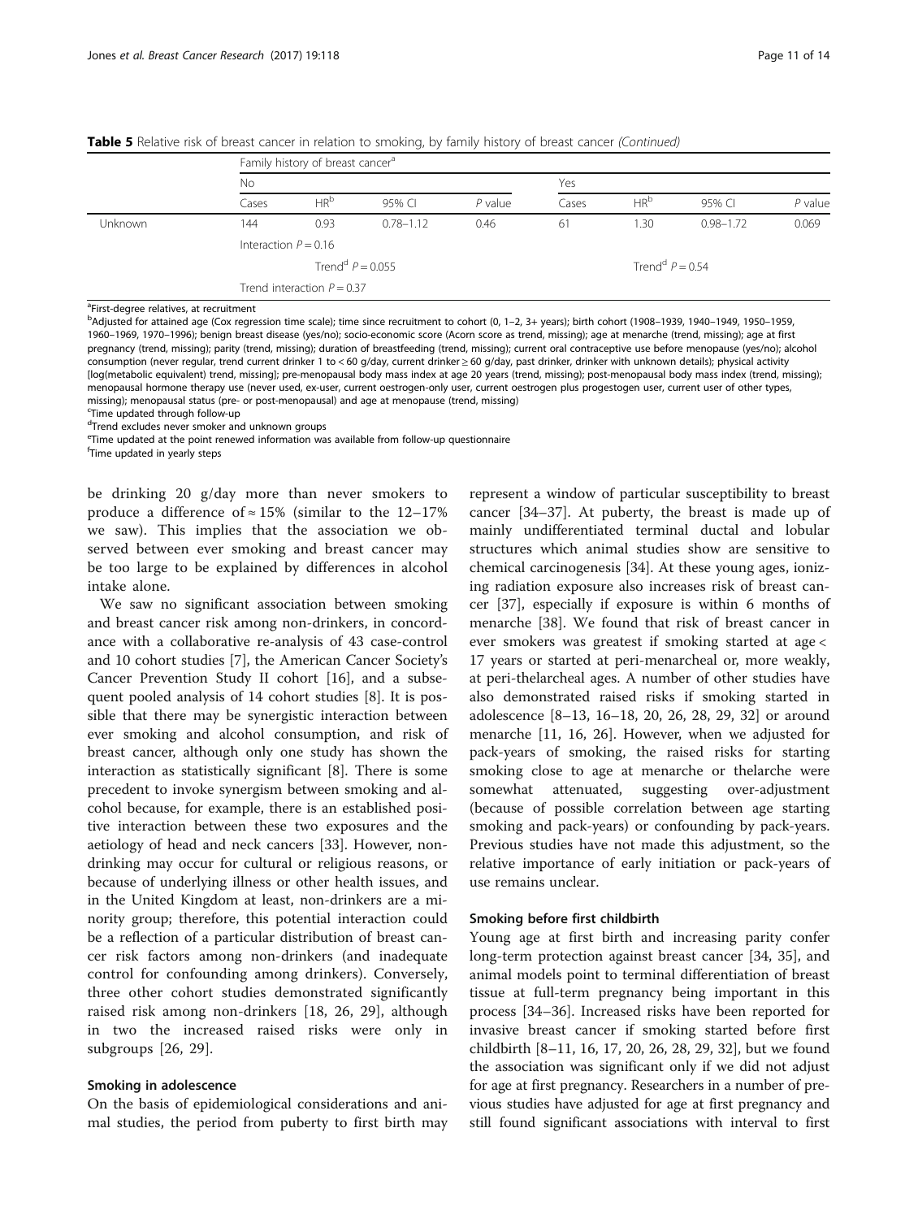**Table 5** Relative risk of breast cancer in relation to smoking, by family history of breast cancer *(Continued)*

| | Family history of breast cancer[a] | | | | | | | |
|---|---|---|---|---|---|---|---|---|
| | No | | | | Yes | | | |
| | Cases | HR[b] | 95% CI | *P* value | Cases | HR[b] | 95% CI | *P* value |
| Unknown | 144 | 0.93 | 0.78–1.12 | 0.46 | 61 | 1.30 | 0.98–1.72 | 0.069 |
| | Interaction $P = 0.16$ | | | | | | | |
| | Trend[d] $P = 0.055$ | | | | Trend[d] $P = 0.54$ | | | |
| | Trend interaction $P = 0.37$ | | | | | | | |

[a]First-degree relatives, at recruitment

[b]Adjusted for attained age (Cox regression time scale); time since recruitment to cohort (0, 1–2, 3+ years); birth cohort (1908–1939, 1940–1949, 1950–1959, 1960–1969, 1970–1996); benign breast disease (yes/no); socio-economic score (Acorn score as trend, missing); age at menarche (trend, missing); age at first pregnancy (trend, missing); parity (trend, missing); duration of breastfeeding (trend, missing); current oral contraceptive use before menopause (yes/no); alcohol consumption (never regular, trend current drinker 1 to < 60 g/day, current drinker ≥ 60 g/day, past drinker, drinker with unknown details); physical activity [log(metabolic equivalent) trend, missing]; pre-menopausal body mass index at age 20 years (trend, missing); post-menopausal body mass index (trend, missing); menopausal hormone therapy use (never used, ex-user, current oestrogen-only user, current oestrogen plus progestogen user, current user of other types, missing); menopausal status (pre- or post-menopausal) and age at menopause (trend, missing)

[c]Time updated through follow-up

[d]Trend excludes never smoker and unknown groups

[e]Time updated at the point renewed information was available from follow-up questionnaire

[f]Time updated in yearly steps

be drinking 20 g/day more than never smokers to produce a difference of ≈ 15% (similar to the 12–17% we saw). This implies that the association we observed between ever smoking and breast cancer may be too large to be explained by differences in alcohol intake alone.

We saw no significant association between smoking and breast cancer risk among non-drinkers, in concordance with a collaborative re-analysis of 43 case-control and 10 cohort studies [7], the American Cancer Society's Cancer Prevention Study II cohort [16], and a subsequent pooled analysis of 14 cohort studies [8]. It is possible that there may be synergistic interaction between ever smoking and alcohol consumption, and risk of breast cancer, although only one study has shown the interaction as statistically significant [8]. There is some precedent to invoke synergism between smoking and alcohol because, for example, there is an established positive interaction between these two exposures and the aetiology of head and neck cancers [33]. However, non-drinking may occur for cultural or religious reasons, or because of underlying illness or other health issues, and in the United Kingdom at least, non-drinkers are a minority group; therefore, this potential interaction could be a reflection of a particular distribution of breast cancer risk factors among non-drinkers (and inadequate control for confounding among drinkers). Conversely, three other cohort studies demonstrated significantly raised risk among non-drinkers [18, 26, 29], although in two the increased raised risks were only in subgroups [26, 29].

### Smoking in adolescence

On the basis of epidemiological considerations and animal studies, the period from puberty to first birth may represent a window of particular susceptibility to breast cancer [34–37]. At puberty, the breast is made up of mainly undifferentiated terminal ductal and lobular structures which animal studies show are sensitive to chemical carcinogenesis [34]. At these young ages, ionizing radiation exposure also increases risk of breast cancer [37], especially if exposure is within 6 months of menarche [38]. We found that risk of breast cancer in ever smokers was greatest if smoking started at age < 17 years or started at peri-menarcheal or, more weakly, at peri-thelarcheal ages. A number of other studies have also demonstrated raised risks if smoking started in adolescence [8–13, 16–18, 20, 26, 28, 29, 32] or around menarche [11, 16, 26]. However, when we adjusted for pack-years of smoking, the raised risks for starting smoking close to age at menarche or thelarche were somewhat attenuated, suggesting over-adjustment (because of possible correlation between age starting smoking and pack-years) or confounding by pack-years. Previous studies have not made this adjustment, so the relative importance of early initiation or pack-years of use remains unclear.

### Smoking before first childbirth

Young age at first birth and increasing parity confer long-term protection against breast cancer [34, 35], and animal models point to terminal differentiation of breast tissue at full-term pregnancy being important in this process [34–36]. Increased risks have been reported for invasive breast cancer if smoking started before first childbirth [8–11, 16, 17, 20, 26, 28, 29, 32], but we found the association was significant only if we did not adjust for age at first pregnancy. Researchers in a number of previous studies have adjusted for age at first pregnancy and still found significant associations with interval to first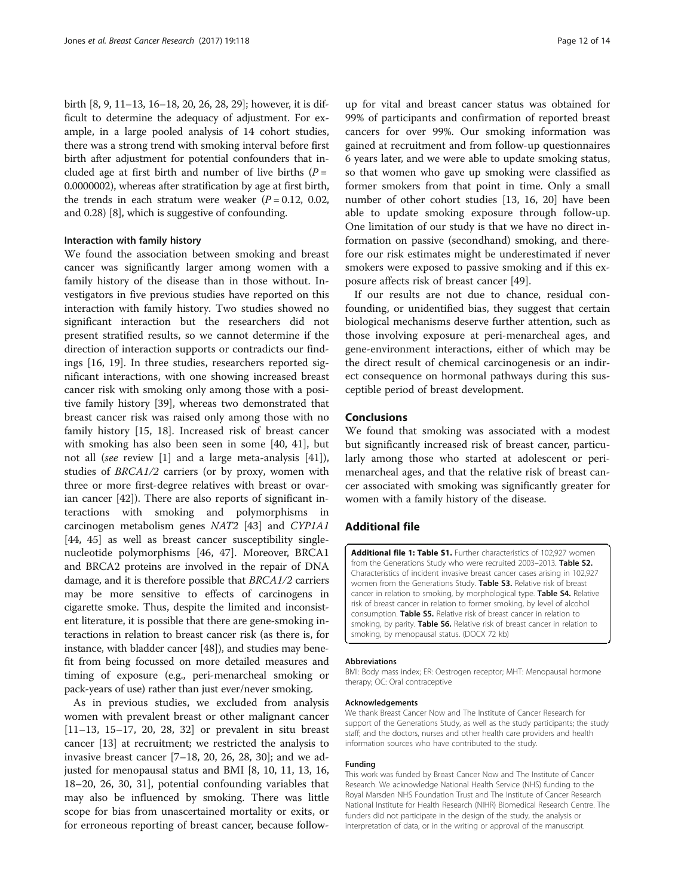birth [8, 9, 11–13, 16–18, 20, 26, 28, 29]; however, it is difficult to determine the adequacy of adjustment. For example, in a large pooled analysis of 14 cohort studies, there was a strong trend with smoking interval before first birth after adjustment for potential confounders that included age at first birth and number of live births ($P$ = 0.0000002), whereas after stratification by age at first birth, the trends in each stratum were weaker ($P$ = 0.12, 0.02, and 0.28) [8], which is suggestive of confounding.

#### Interaction with family history

We found the association between smoking and breast cancer was significantly larger among women with a family history of the disease than in those without. Investigators in five previous studies have reported on this interaction with family history. Two studies showed no significant interaction but the researchers did not present stratified results, so we cannot determine if the direction of interaction supports or contradicts our findings [16, 19]. In three studies, researchers reported significant interactions, with one showing increased breast cancer risk with smoking only among those with a positive family history [39], whereas two demonstrated that breast cancer risk was raised only among those with no family history [15, 18]. Increased risk of breast cancer with smoking has also been seen in some [40, 41], but not all (*see* review [1] and a large meta-analysis [41]), studies of *BRCA1/2* carriers (or by proxy, women with three or more first-degree relatives with breast or ovarian cancer [42]). There are also reports of significant interactions with smoking and polymorphisms in carcinogen metabolism genes *NAT2* [43] and *CYP1A1* [44, 45] as well as breast cancer susceptibility single-nucleotide polymorphisms [46, 47]. Moreover, BRCA1 and BRCA2 proteins are involved in the repair of DNA damage, and it is therefore possible that *BRCA1/2* carriers may be more sensitive to effects of carcinogens in cigarette smoke. Thus, despite the limited and inconsistent literature, it is possible that there are gene-smoking interactions in relation to breast cancer risk (as there is, for instance, with bladder cancer [48]), and studies may benefit from being focussed on more detailed measures and timing of exposure (e.g., peri-menarcheal smoking or pack-years of use) rather than just ever/never smoking.

As in previous studies, we excluded from analysis women with prevalent breast or other malignant cancer [11–13, 15–17, 20, 28, 32] or prevalent in situ breast cancer [13] at recruitment; we restricted the analysis to invasive breast cancer [7–18, 20, 26, 28, 30]; and we adjusted for menopausal status and BMI [8, 10, 11, 13, 16, 18–20, 26, 30, 31], potential confounding variables that may also be influenced by smoking. There was little scope for bias from unascertained mortality or exits, or for erroneous reporting of breast cancer, because follow-up for vital and breast cancer status was obtained for 99% of participants and confirmation of reported breast cancers for over 99%. Our smoking information was gained at recruitment and from follow-up questionnaires 6 years later, and we were able to update smoking status, so that women who gave up smoking were classified as former smokers from that point in time. Only a small number of other cohort studies [13, 16, 20] have been able to update smoking exposure through follow-up. One limitation of our study is that we have no direct information on passive (secondhand) smoking, and therefore our risk estimates might be underestimated if never smokers were exposed to passive smoking and if this exposure affects risk of breast cancer [49].

If our results are not due to chance, residual confounding, or unidentified bias, they suggest that certain biological mechanisms deserve further attention, such as those involving exposure at peri-menarcheal ages, and gene-environment interactions, either of which may be the direct result of chemical carcinogenesis or an indirect consequence on hormonal pathways during this susceptible period of breast development.

## Conclusions

We found that smoking was associated with a modest but significantly increased risk of breast cancer, particularly among those who started at adolescent or peri-menarcheal ages, and that the relative risk of breast cancer associated with smoking was significantly greater for women with a family history of the disease.

## Additional file

**Additional file 1: Table S1.** Further characteristics of 102,927 women from the Generations Study who were recruited 2003–2013. **Table S2.** Characteristics of incident invasive breast cancer cases arising in 102,927 women from the Generations Study. **Table S3.** Relative risk of breast cancer in relation to smoking, by morphological type. **Table S4.** Relative risk of breast cancer in relation to former smoking, by level of alcohol consumption. **Table S5.** Relative risk of breast cancer in relation to smoking, by parity. **Table S6.** Relative risk of breast cancer in relation to smoking, by menopausal status. (DOCX 72 kb)

#### Abbreviations

BMI: Body mass index; ER: Oestrogen receptor; MHT: Menopausal hormone therapy; OC: Oral contraceptive

#### Acknowledgements

We thank Breast Cancer Now and The Institute of Cancer Research for support of the Generations Study, as well as the study participants; the study staff; and the doctors, nurses and other health care providers and health information sources who have contributed to the study.

#### Funding

This work was funded by Breast Cancer Now and The Institute of Cancer Research. We acknowledge National Health Service (NHS) funding to the Royal Marsden NHS Foundation Trust and The Institute of Cancer Research National Institute for Health Research (NIHR) Biomedical Research Centre. The funders did not participate in the design of the study, the analysis or interpretation of data, or in the writing or approval of the manuscript.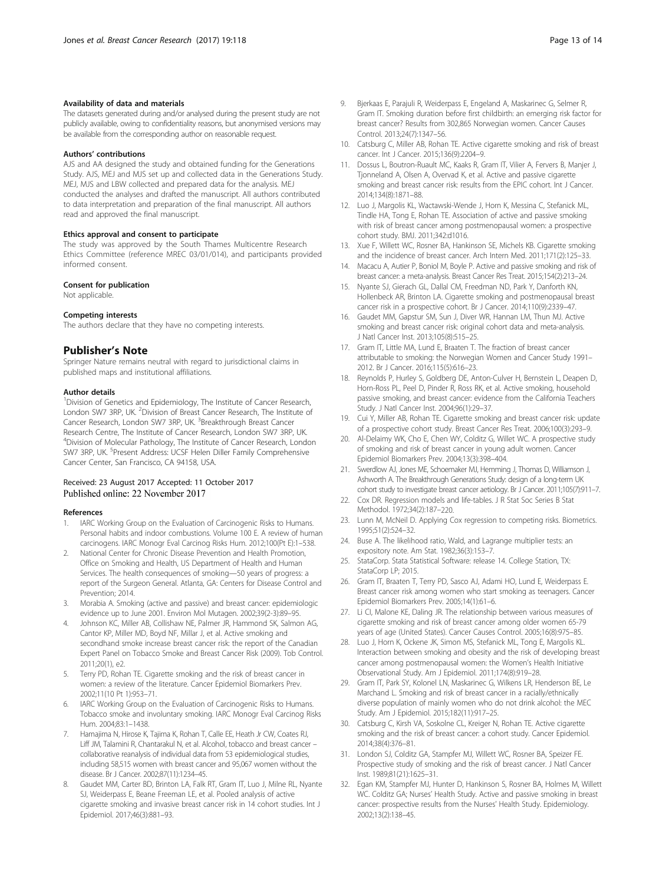#### Availability of data and materials

The datasets generated during and/or analysed during the present study are not publicly available, owing to confidentiality reasons, but anonymised versions may be available from the corresponding author on reasonable request.

#### Authors' contributions

AJS and AA designed the study and obtained funding for the Generations Study. AJS, MEJ and MJS set up and collected data in the Generations Study. MEJ, MJS and LBW collected and prepared data for the analysis. MEJ conducted the analyses and drafted the manuscript. All authors contributed to data interpretation and preparation of the final manuscript. All authors read and approved the final manuscript.

#### Ethics approval and consent to participate

The study was approved by the South Thames Multicentre Research Ethics Committee (reference MREC 03/01/014), and participants provided informed consent.

#### Consent for publication

Not applicable.

#### Competing interests

The authors declare that they have no competing interests.

## Publisher's Note

Springer Nature remains neutral with regard to jurisdictional claims in published maps and institutional affiliations.

#### Author details

[1]Division of Genetics and Epidemiology, The Institute of Cancer Research, London SW7 3RP, UK. [2]Division of Breast Cancer Research, The Institute of Cancer Research, London SW7 3RP, UK. [3]Breakthrough Breast Cancer Research Centre, The Institute of Cancer Research, London SW7 3RP, UK. [4]Division of Molecular Pathology, The Institute of Cancer Research, London SW7 3RP, UK. [5]Present Address: UCSF Helen Diller Family Comprehensive Cancer Center, San Francisco, CA 94158, USA.

Received: 23 August 2017 Accepted: 11 October 2017
Published online: 22 November 2017

#### References

1. IARC Working Group on the Evaluation of Carcinogenic Risks to Humans. Personal habits and indoor combustions. Volume 100 E. A review of human carcinogens. IARC Monogr Eval Carcinog Risks Hum. 2012;100(Pt E):1–538.
2. National Center for Chronic Disease Prevention and Health Promotion, Office on Smoking and Health, US Department of Health and Human Services. The health consequences of smoking—50 years of progress: a report of the Surgeon General. Atlanta, GA: Centers for Disease Control and Prevention; 2014.
3. Morabia A. Smoking (active and passive) and breast cancer: epidemiologic evidence up to June 2001. Environ Mol Mutagen. 2002;39(2-3):89–95.
4. Johnson KC, Miller AB, Collishaw NE, Palmer JR, Hammond SK, Salmon AG, Cantor KP, Miller MD, Boyd NF, Millar J, et al. Active smoking and secondhand smoke increase breast cancer risk: the report of the Canadian Expert Panel on Tobacco Smoke and Breast Cancer Risk (2009). Tob Control. 2011;20(1), e2.
5. Terry PD, Rohan TE. Cigarette smoking and the risk of breast cancer in women: a review of the literature. Cancer Epidemiol Biomarkers Prev. 2002;11(10 Pt 1):953–71.
6. IARC Working Group on the Evaluation of Carcinogenic Risks to Humans. Tobacco smoke and involuntary smoking. IARC Monogr Eval Carcinog Risks Hum. 2004;83:1–1438.
7. Hamajima N, Hirose K, Tajima K, Rohan T, Calle EE, Heath Jr CW, Coates RJ, Liff JM, Talamini R, Chantarakul N, et al. Alcohol, tobacco and breast cancer – collaborative reanalysis of individual data from 53 epidemiological studies, including 58,515 women with breast cancer and 95,067 women without the disease. Br J Cancer. 2002;87(11):1234–45.
8. Gaudet MM, Carter BD, Brinton LA, Falk RT, Gram IT, Luo J, Milne RL, Nyante SJ, Weiderpass E, Beane Freeman LE, et al. Pooled analysis of active cigarette smoking and invasive breast cancer risk in 14 cohort studies. Int J Epidemiol. 2017;46(3):881–93.
9. Bjerkaas E, Parajuli R, Weiderpass E, Engeland A, Maskarinec G, Selmer R, Gram IT. Smoking duration before first childbirth: an emerging risk factor for breast cancer? Results from 302,865 Norwegian women. Cancer Causes Control. 2013;24(7):1347–56.
10. Catsburg C, Miller AB, Rohan TE. Active cigarette smoking and risk of breast cancer. Int J Cancer. 2015;136(9):2204–9.
11. Dossus L, Boutron-Ruault MC, Kaaks R, Gram IT, Vilier A, Fervers B, Manjer J, Tjonneland A, Olsen A, Overvad K, et al. Active and passive cigarette smoking and breast cancer risk: results from the EPIC cohort. Int J Cancer. 2014;134(8):1871–88.
12. Luo J, Margolis KL, Wactawski-Wende J, Horn K, Messina C, Stefanick ML, Tindle HA, Tong E, Rohan TE. Association of active and passive smoking with risk of breast cancer among postmenopausal women: a prospective cohort study. BMJ. 2011;342:d1016.
13. Xue F, Willett WC, Rosner BA, Hankinson SE, Michels KB. Cigarette smoking and the incidence of breast cancer. Arch Intern Med. 2011;171(2):125–33.
14. Macacu A, Autier P, Boniol M, Boyle P. Active and passive smoking and risk of breast cancer: a meta-analysis. Breast Cancer Res Treat. 2015;154(2):213–24.
15. Nyante SJ, Gierach GL, Dallal CM, Freedman ND, Park Y, Danforth KN, Hollenbeck AR, Brinton LA. Cigarette smoking and postmenopausal breast cancer risk in a prospective cohort. Br J Cancer. 2014;110(9):2339–47.
16. Gaudet MM, Gapstur SM, Sun J, Diver WR, Hannan LM, Thun MJ. Active smoking and breast cancer risk: original cohort data and meta-analysis. J Natl Cancer Inst. 2013;105(8):515–25.
17. Gram IT, Little MA, Lund E, Braaten T. The fraction of breast cancer attributable to smoking: the Norwegian Women and Cancer Study 1991–2012. Br J Cancer. 2016;115(5):616–23.
18. Reynolds P, Hurley S, Goldberg DE, Anton-Culver H, Bernstein L, Deapen D, Horn-Ross PL, Peel D, Pinder R, Ross RK, et al. Active smoking, household passive smoking, and breast cancer: evidence from the California Teachers Study. J Natl Cancer Inst. 2004;96(1):29–37.
19. Cui Y, Miller AB, Rohan TE. Cigarette smoking and breast cancer risk: update of a prospective cohort study. Breast Cancer Res Treat. 2006;100(3):293–9.
20. Al-Delaimy WK, Cho E, Chen WY, Colditz G, Willet WC. A prospective study of smoking and risk of breast cancer in young adult women. Cancer Epidemiol Biomarkers Prev. 2004;13(3):398–404.
21. Swerdlow AJ, Jones ME, Schoemaker MJ, Hemming J, Thomas D, Williamson J, Ashworth A. The Breakthrough Generations Study: design of a long-term UK cohort study to investigate breast cancer aetiology. Br J Cancer. 2011;105(7):911–7.
22. Cox DR. Regression models and life-tables. J R Stat Soc Series B Stat Methodol. 1972;34(2):187–220.
23. Lunn M, McNeil D. Applying Cox regression to competing risks. Biometrics. 1995;51(2):524–32.
24. Buse A. The likelihood ratio, Wald, and Lagrange multiplier tests: an expository note. Am Stat. 1982;36(3):153–7.
25. StataCorp. Stata Statistical Software: release 14. College Station, TX: StataCorp LP; 2015.
26. Gram IT, Braaten T, Terry PD, Sasco AJ, Adami HO, Lund E, Weiderpass E. Breast cancer risk among women who start smoking as teenagers. Cancer Epidemiol Biomarkers Prev. 2005;14(1):61–6.
27. Li CI, Malone KE, Daling JR. The relationship between various measures of cigarette smoking and risk of breast cancer among older women 65-79 years of age (United States). Cancer Causes Control. 2005;16(8):975–85.
28. Luo J, Horn K, Ockene JK, Simon MS, Stefanick ML, Tong E, Margolis KL. Interaction between smoking and obesity and the risk of developing breast cancer among postmenopausal women: the Women's Health Initiative Observational Study. Am J Epidemiol. 2011;174(8):919–28.
29. Gram IT, Park SY, Kolonel LN, Maskarinec G, Wilkens LR, Henderson BE, Le Marchand L. Smoking and risk of breast cancer in a racially/ethnically diverse population of mainly women who do not drink alcohol: the MEC Study. Am J Epidemiol. 2015;182(11):917–25.
30. Catsburg C, Kirsh VA, Soskolne CL, Kreiger N, Rohan TE. Active cigarette smoking and the risk of breast cancer: a cohort study. Cancer Epidemiol. 2014;38(4):376–81.
31. London SJ, Colditz GA, Stampfer MJ, Willett WC, Rosner BA, Speizer FE. Prospective study of smoking and the risk of breast cancer. J Natl Cancer Inst. 1989;81(21):1625–31.
32. Egan KM, Stampfer MJ, Hunter D, Hankinson S, Rosner BA, Holmes M, Willett WC. Colditz GA; Nurses' Health Study. Active and passive smoking in breast cancer: prospective results from the Nurses' Health Study. Epidemiology. 2002;13(2):138–45.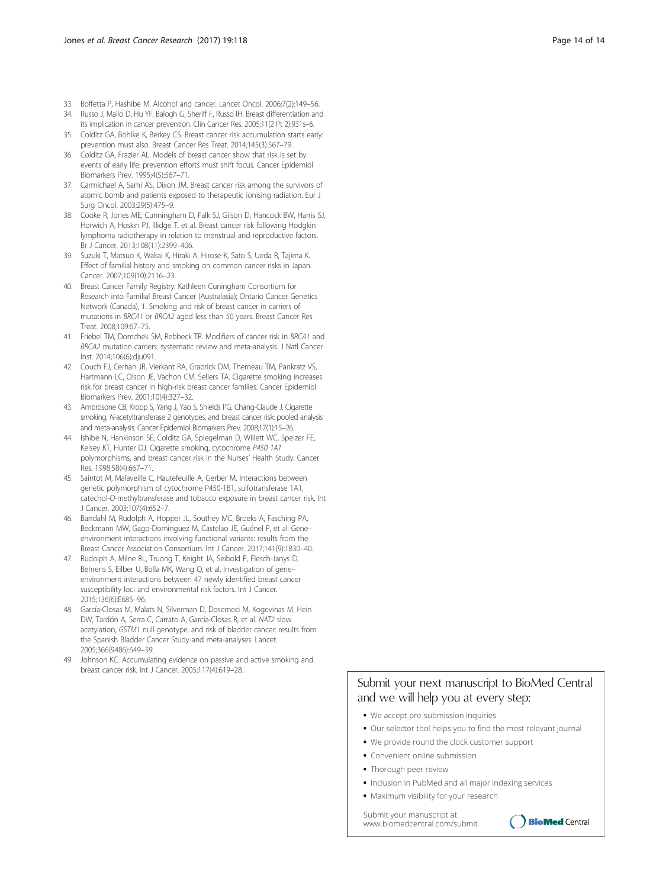33. Boffetta P, Hashibe M. Alcohol and cancer. Lancet Oncol. 2006;7(2):149–56.
34. Russo J, Mailo D, Hu YF, Balogh G, Sheriff F, Russo IH. Breast differentiation and its implication in cancer prevention. Clin Cancer Res. 2005;11(2 Pt 2):931s–6.
35. Colditz GA, Bohlke K, Berkey CS. Breast cancer risk accumulation starts early: prevention must also. Breast Cancer Res Treat. 2014;145(3):567–79.
36. Colditz GA, Frazier AL. Models of breast cancer show that risk is set by events of early life: prevention efforts must shift focus. Cancer Epidemiol Biomarkers Prev. 1995;4(5):567–71.
37. Carmichael A, Sami AS, Dixon JM. Breast cancer risk among the survivors of atomic bomb and patients exposed to therapeutic ionising radiation. Eur J Surg Oncol. 2003;29(5):475–9.
38. Cooke R, Jones ME, Cunningham D, Falk SJ, Gilson D, Hancock BW, Harris SJ, Horwich A, Hoskin PJ, Illidge T, et al. Breast cancer risk following Hodgkin lymphoma radiotherapy in relation to menstrual and reproductive factors. Br J Cancer. 2013;108(11):2399–406.
39. Suzuki T, Matsuo K, Wakai K, Hiraki A, Hirose K, Sato S, Ueda R, Tajima K. Effect of familial history and smoking on common cancer risks in Japan. Cancer. 2007;109(10):2116–23.
40. Breast Cancer Family Registry; Kathleen Cuningham Consortium for Research into Familial Breast Cancer (Australasia); Ontario Cancer Genetics Network (Canada), 1. Smoking and risk of breast cancer in carriers of mutations in *BRCA1* or *BRCA2* aged less than 50 years. Breast Cancer Res Treat. 2008;109:67–75.
41. Friebel TM, Domchek SM, Rebbeck TR. Modifiers of cancer risk in *BRCA1* and *BRCA2* mutation carriers: systematic review and meta-analysis. J Natl Cancer Inst. 2014;106(6):dju091.
42. Couch FJ, Cerhan JR, Vierkant RA, Grabrick DM, Therneau TM, Pankratz VS, Hartmann LC, Olson JE, Vachon CM, Sellers TA. Cigarette smoking increases risk for breast cancer in high-risk breast cancer families. Cancer Epidemiol Biomarkers Prev. 2001;10(4):327–32.
43. Ambrosone CB, Kropp S, Yang J, Yao S, Shields PG, Chang-Claude J. Cigarette smoking, *N*-acetyltransferase 2 genotypes, and breast cancer risk: pooled analysis and meta-analysis. Cancer Epidemiol Biomarkers Prev. 2008;17(1):15–26.
44. Ishibe N, Hankinson SE, Colditz GA, Spiegelman D, Willett WC, Speizer FE, Kelsey KT, Hunter DJ. Cigarette smoking, cytochrome *P450 1A1* polymorphisms, and breast cancer risk in the Nurses' Health Study. Cancer Res. 1998;58(4):667–71.
45. Saintot M, Malaveille C, Hautefeuille A, Gerber M. Interactions between genetic polymorphism of cytochrome P450-1B1, sulfotransferase 1A1, catechol-*O*-methyltransferase and tobacco exposure in breast cancer risk. Int J Cancer. 2003;107(4):652–7.
46. Barrdahl M, Rudolph A, Hopper JL, Southey MC, Broeks A, Fasching PA, Beckmann MW, Gago-Dominguez M, Castelao JE, Guénel P, et al. Gene–environment interactions involving functional variants: results from the Breast Cancer Association Consortium. Int J Cancer. 2017;141(9):1830–40.
47. Rudolph A, Milne RL, Truong T, Knight JA, Seibold P, Flesch-Janys D, Behrens S, Eilber U, Bolla MK, Wang Q, et al. Investigation of gene–environment interactions between 47 newly identified breast cancer susceptibility loci and environmental risk factors. Int J Cancer. 2015;136(6):E685–96.
48. García-Closas M, Malats N, Silverman D, Dosemeci M, Kogevinas M, Hein DW, Tardón A, Serra C, Carrato A, García-Closas R, et al. *NAT2* slow acetylation, *GSTM1* null genotype, and risk of bladder cancer: results from the Spanish Bladder Cancer Study and meta-analyses. Lancet. 2005;366(9486):649–59.
49. Johnson KC. Accumulating evidence on passive and active smoking and breast cancer risk. Int J Cancer. 2005;117(4):619–28.

Submit your next manuscript to BioMed Central and we will help you at every step:

- We accept pre-submission inquiries
- Our selector tool helps you to find the most relevant journal
- We provide round the clock customer support
- Convenient online submission
- Thorough peer review
- Inclusion in PubMed and all major indexing services
- Maximum visibility for your research

Submit your manuscript at www.biomedcentral.com/submit

BioMed Central